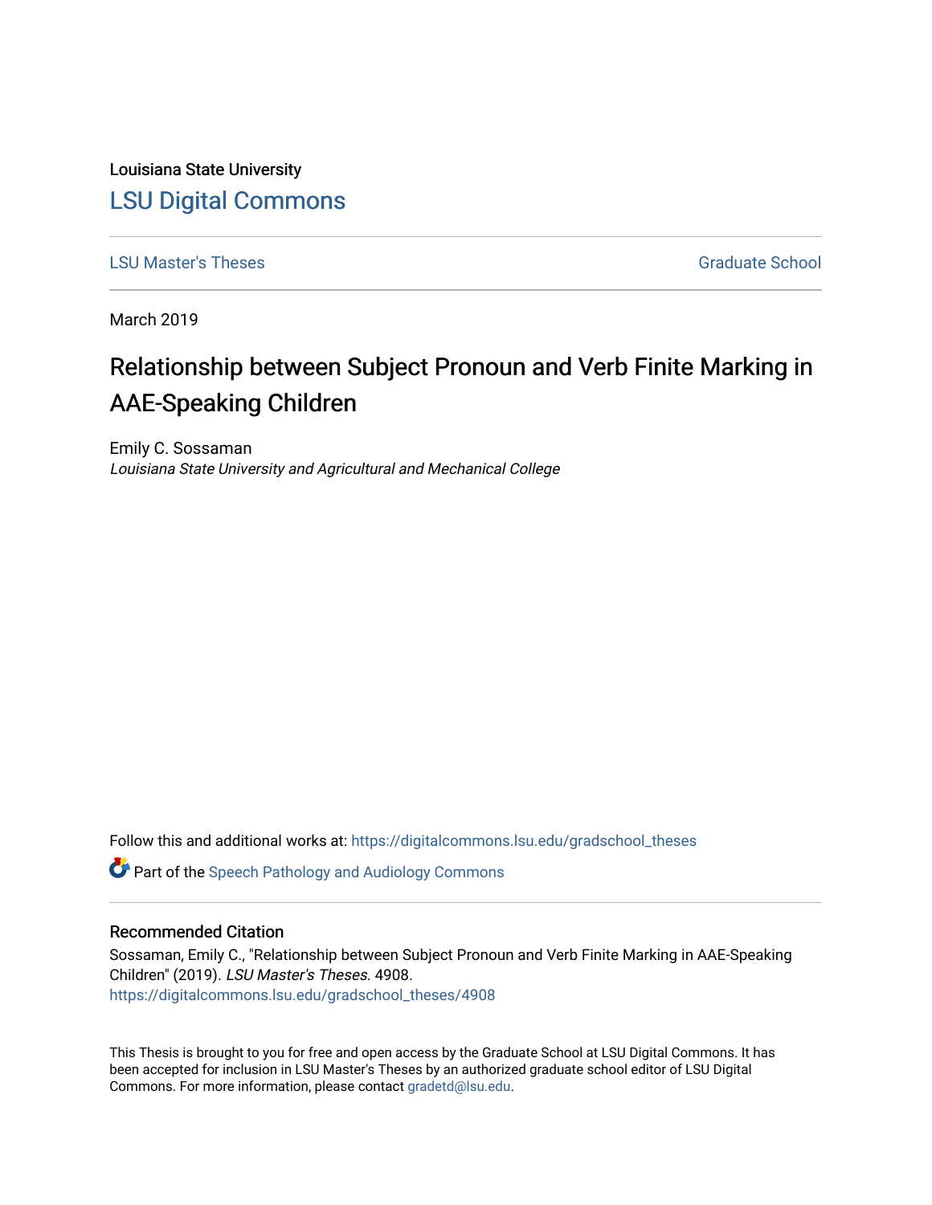Louisiana State University

## LSU Digital Commons

LSU Master's Theses | Graduate School

March 2019

# Relationship between Subject Pronoun and Verb Finite Marking in AAE-Speaking Children

Emily C. Sossaman
*Louisiana State University and Agricultural and Mechanical College*

Follow this and additional works at: https://digitalcommons.lsu.edu/gradschool_theses

Part of the Speech Pathology and Audiology Commons

### Recommended Citation

Sossaman, Emily C., "Relationship between Subject Pronoun and Verb Finite Marking in AAE-Speaking Children" (2019). *LSU Master's Theses*. 4908.
https://digitalcommons.lsu.edu/gradschool_theses/4908

This Thesis is brought to you for free and open access by the Graduate School at LSU Digital Commons. It has been accepted for inclusion in LSU Master's Theses by an authorized graduate school editor of LSU Digital Commons. For more information, please contact gradetd@lsu.edu.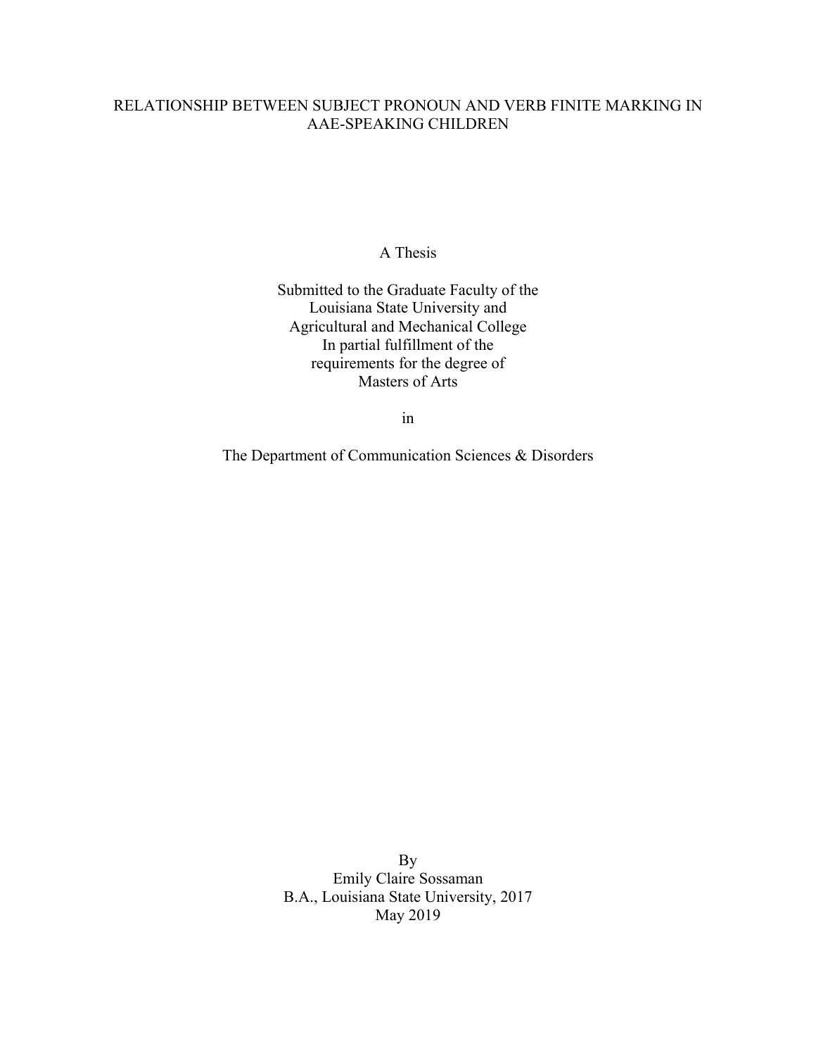# RELATIONSHIP BETWEEN SUBJECT PRONOUN AND VERB FINITE MARKING IN AAE-SPEAKING CHILDREN

A Thesis

Submitted to the Graduate Faculty of the
Louisiana State University and
Agricultural and Mechanical College
In partial fulfillment of the
requirements for the degree of
Masters of Arts

in

The Department of Communication Sciences & Disorders

By
Emily Claire Sossaman
B.A., Louisiana State University, 2017
May 2019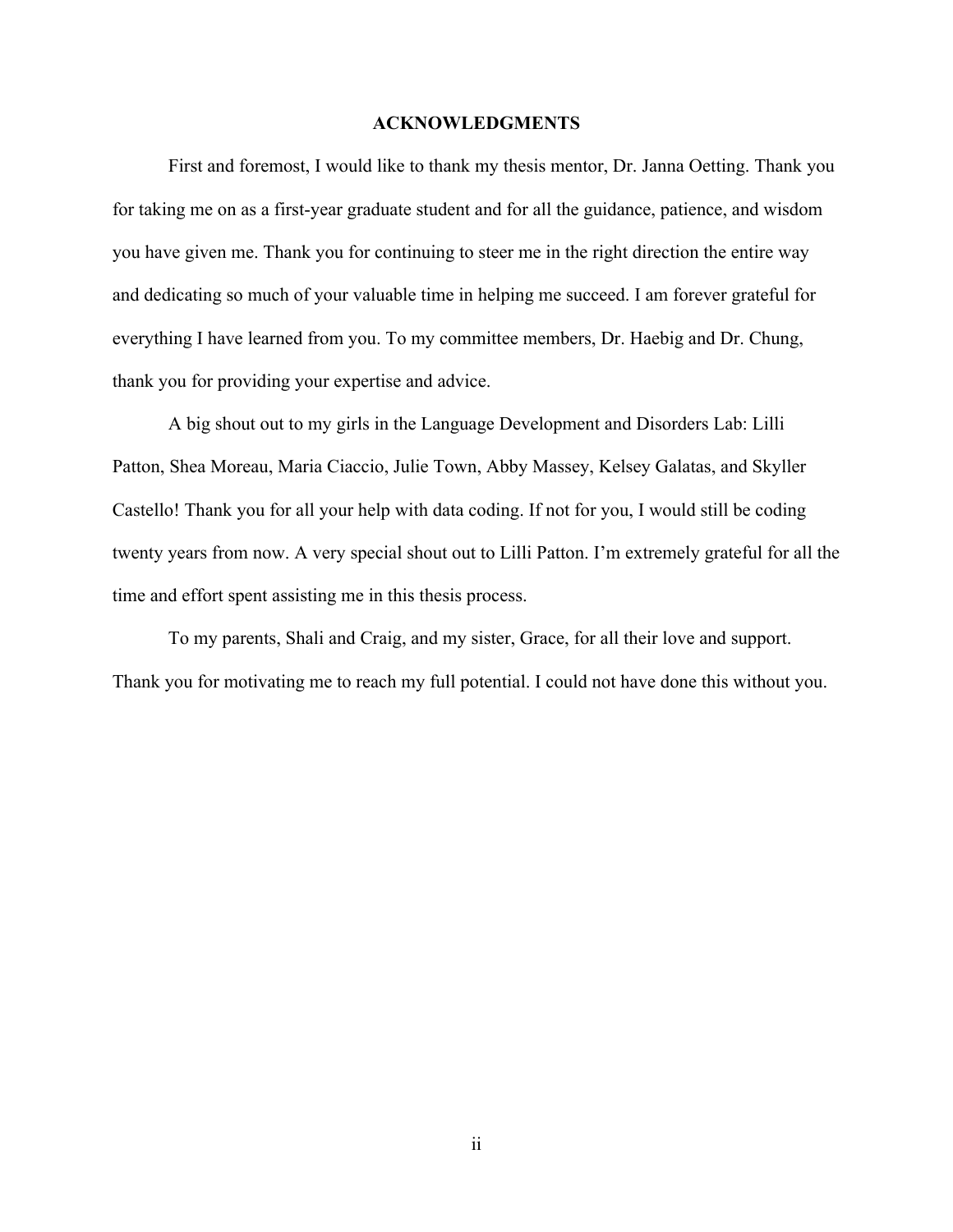# ACKNOWLEDGMENTS

First and foremost, I would like to thank my thesis mentor, Dr. Janna Oetting. Thank you for taking me on as a first-year graduate student and for all the guidance, patience, and wisdom you have given me. Thank you for continuing to steer me in the right direction the entire way and dedicating so much of your valuable time in helping me succeed. I am forever grateful for everything I have learned from you. To my committee members, Dr. Haebig and Dr. Chung, thank you for providing your expertise and advice.

A big shout out to my girls in the Language Development and Disorders Lab: Lilli Patton, Shea Moreau, Maria Ciaccio, Julie Town, Abby Massey, Kelsey Galatas, and Skyller Castello! Thank you for all your help with data coding. If not for you, I would still be coding twenty years from now. A very special shout out to Lilli Patton. I'm extremely grateful for all the time and effort spent assisting me in this thesis process.

To my parents, Shali and Craig, and my sister, Grace, for all their love and support. Thank you for motivating me to reach my full potential. I could not have done this without you.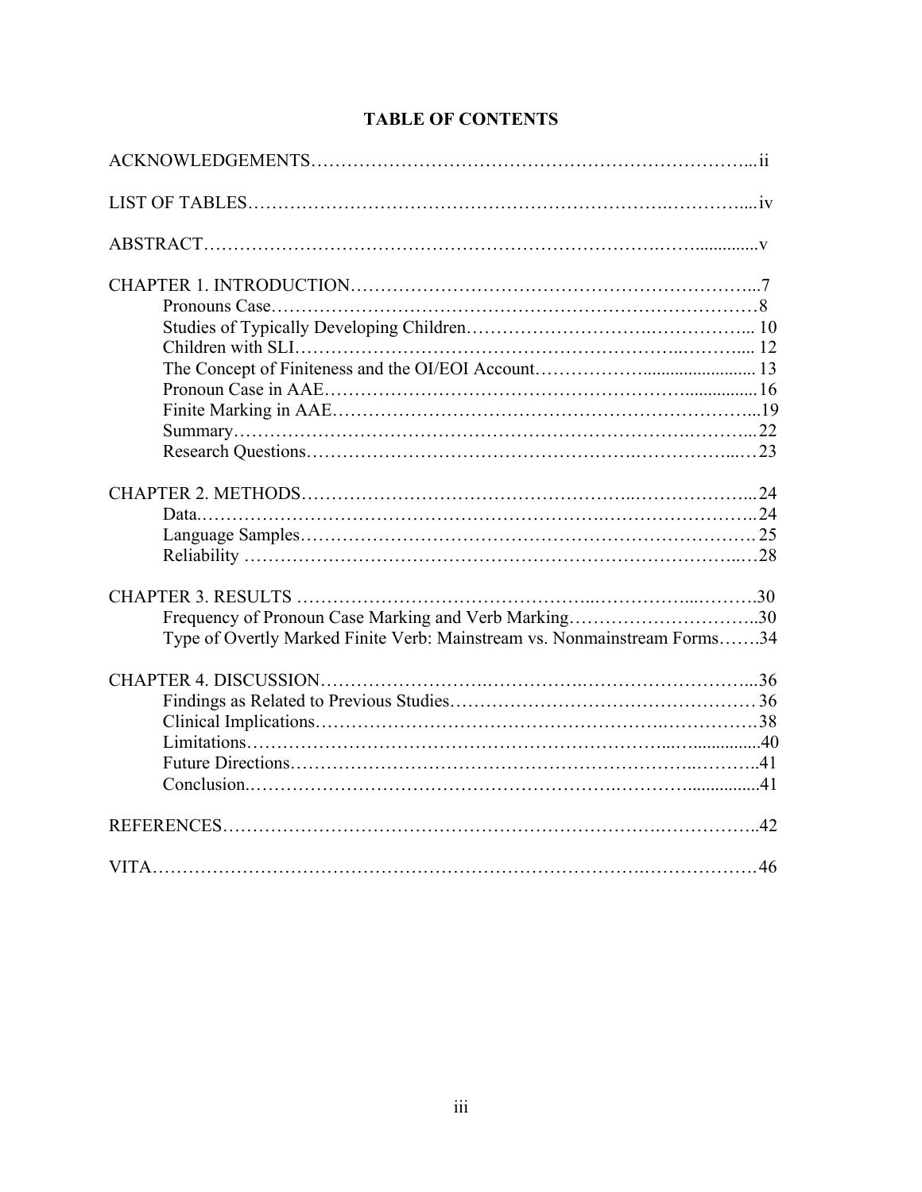# TABLE OF CONTENTS

ACKNOWLEDGEMENTS……………………………………………………………………...ii

LIST OF TABLES…………………………………………………………….…………....iv

ABSTRACT………………………………………………………………….……..............v

CHAPTER 1. INTRODUCTION…………………………………………………………...7
- Pronouns Case……………………………………………………………………8
- Studies of Typically Developing Children…………………………………….…………... 10
- Children with SLI……………………………………………………………...……….... 12
- The Concept of Finiteness and the OI/EOI Account……………….......................... 13
- Pronoun Case in AAE…………………………………………………….................16
- Finite Marking in AAE………………………………………………………………...19
- Summary……………………………………………………………….………...22
- Research Questions…………………………………………….…………….....…23

CHAPTER 2. METHODS……………………………………………..………………...24
- Data.………………………………………………………..……………………..24
- Language Samples……………………………………………………………….25
- Reliability ……………………………………………………………………..…28

CHAPTER 3. RESULTS ………………………………………..……………...……….30
- Frequency of Pronoun Case Marking and Verb Marking…………………………..30
- Type of Overtly Marked Finite Verb: Mainstream vs. Nonmainstream Forms…….34

CHAPTER 4. DISCUSSION…………………….…………….………………………...36
- Findings as Related to Previous Studies…………………………………………… 36
- Clinical Implications…………………………………………….……………38
- Limitations……………………………………………………………...…...............40
- Future Directions……………………………………………………..………..41
- Conclusion.……………………………………………….………….................41

REFERENCES…………………………………………………………….……………..42

VITA………………………………………………………………………………………46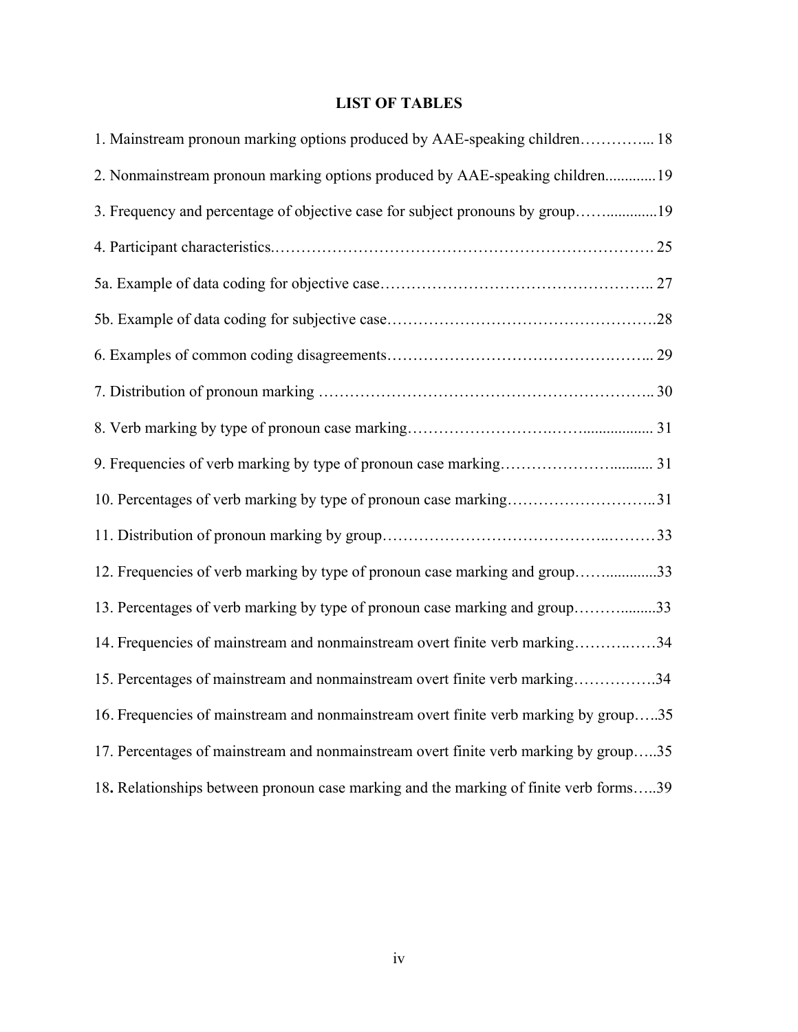# LIST OF TABLES

1. Mainstream pronoun marking options produced by AAE-speaking children.............. 18

2. Nonmainstream pronoun marking options produced by AAE-speaking children.............19

3. Frequency and percentage of objective case for subject pronouns by group...................19

4. Participant characteristics................................................................................. 25

5a. Example of data coding for objective case.................................................... 27

5b. Example of data coding for subjective case...................................................28

6. Examples of common coding disagreements................................................... 29

7. Distribution of pronoun marking ................................................................... 30

8. Verb marking by type of pronoun case marking.............................................. 31

9. Frequencies of verb marking by type of pronoun case marking........................ 31

10. Percentages of verb marking by type of pronoun case marking.........................31

11. Distribution of pronoun marking by group.......................................................33

12. Frequencies of verb marking by type of pronoun case marking and group..................33

13. Percentages of verb marking by type of pronoun case marking and group................33

14. Frequencies of mainstream and nonmainstream overt finite verb marking...............34

15. Percentages of mainstream and nonmainstream overt finite verb marking................34

16. Frequencies of mainstream and nonmainstream overt finite verb marking by group.....35

17. Percentages of mainstream and nonmainstream overt finite verb marking by group.....35

18. Relationships between pronoun case marking and the marking of finite verb forms.....39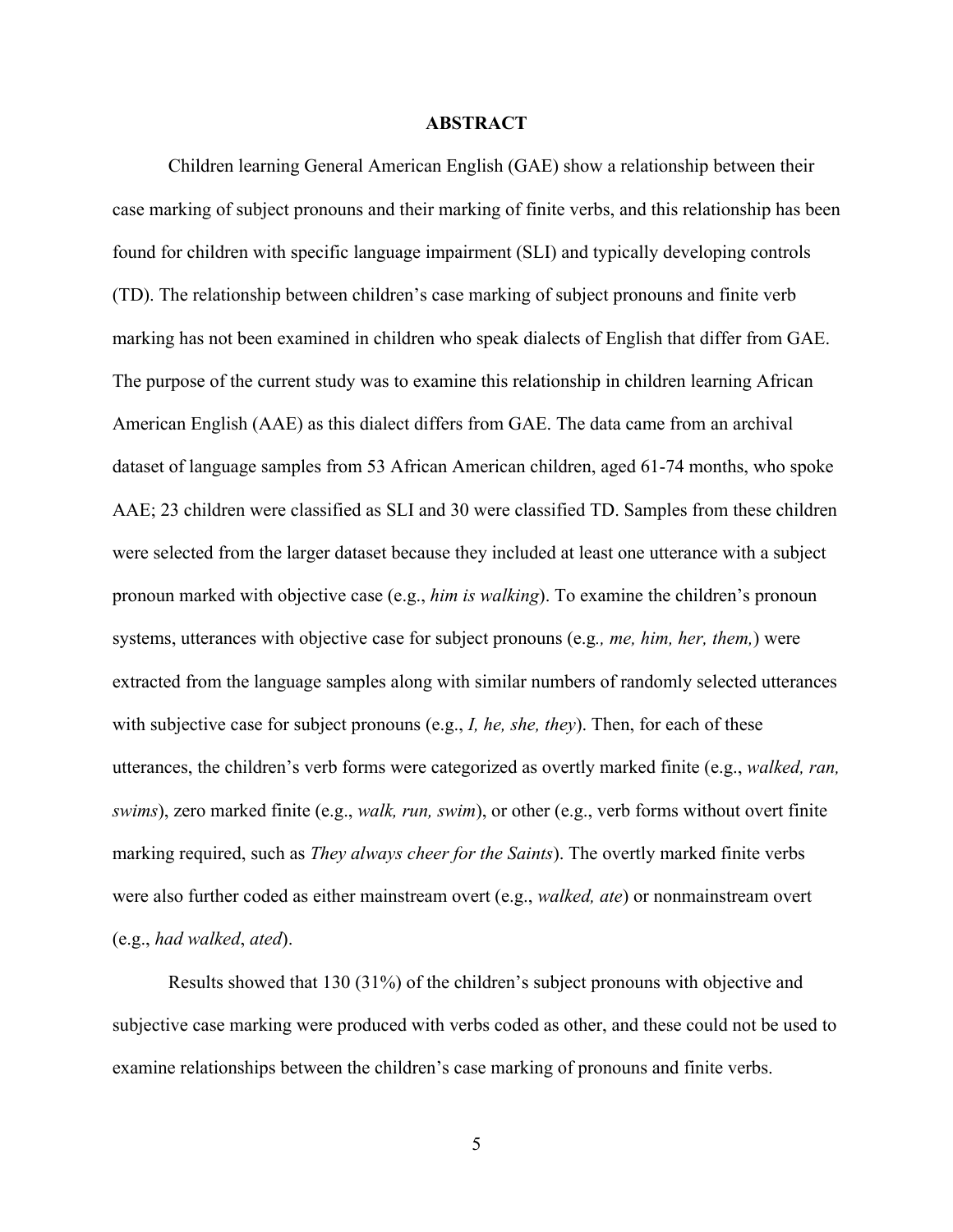# ABSTRACT

Children learning General American English (GAE) show a relationship between their case marking of subject pronouns and their marking of finite verbs, and this relationship has been found for children with specific language impairment (SLI) and typically developing controls (TD). The relationship between children's case marking of subject pronouns and finite verb marking has not been examined in children who speak dialects of English that differ from GAE. The purpose of the current study was to examine this relationship in children learning African American English (AAE) as this dialect differs from GAE. The data came from an archival dataset of language samples from 53 African American children, aged 61-74 months, who spoke AAE; 23 children were classified as SLI and 30 were classified TD. Samples from these children were selected from the larger dataset because they included at least one utterance with a subject pronoun marked with objective case (e.g., *him is walking*). To examine the children's pronoun systems, utterances with objective case for subject pronouns (e.g*., me, him, her, them,*) were extracted from the language samples along with similar numbers of randomly selected utterances with subjective case for subject pronouns (e.g., *I, he, she, they*). Then, for each of these utterances, the children's verb forms were categorized as overtly marked finite (e.g., *walked, ran, swims*), zero marked finite (e.g., *walk, run, swim*), or other (e.g., verb forms without overt finite marking required, such as *They always cheer for the Saints*). The overtly marked finite verbs were also further coded as either mainstream overt (e.g., *walked, ate*) or nonmainstream overt (e.g., *had walked*, *ated*).

Results showed that 130 (31%) of the children's subject pronouns with objective and subjective case marking were produced with verbs coded as other, and these could not be used to examine relationships between the children's case marking of pronouns and finite verbs.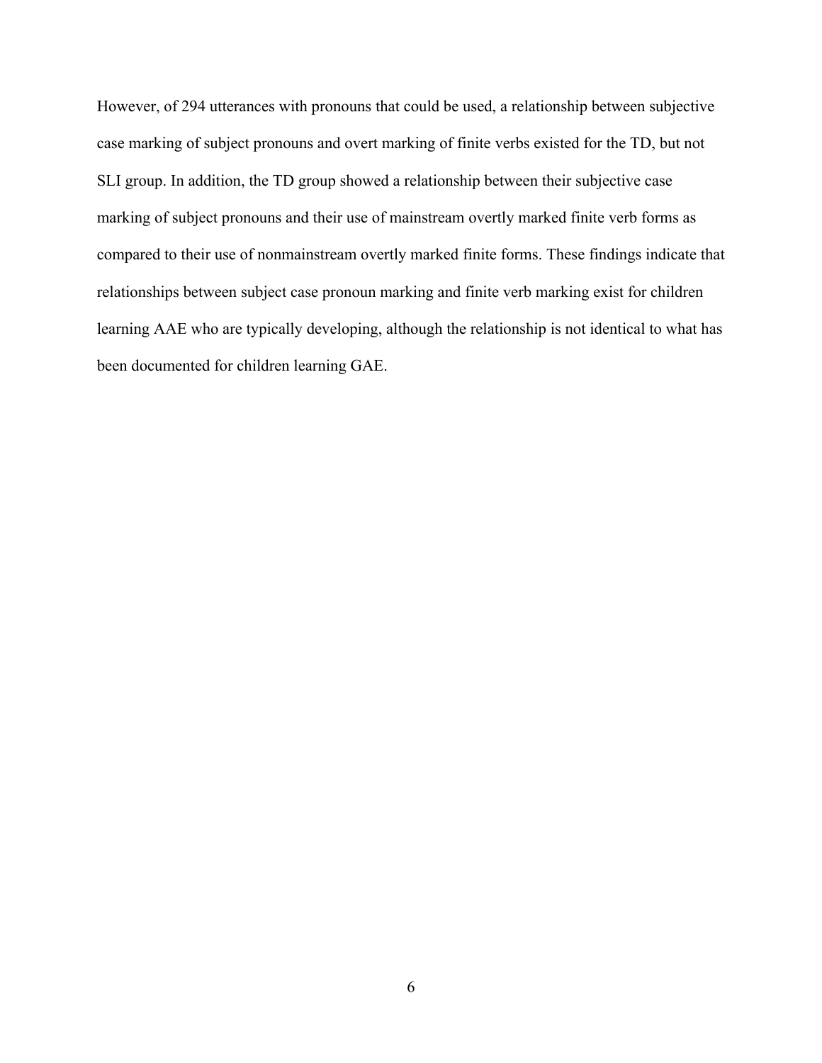However, of 294 utterances with pronouns that could be used, a relationship between subjective case marking of subject pronouns and overt marking of finite verbs existed for the TD, but not SLI group. In addition, the TD group showed a relationship between their subjective case marking of subject pronouns and their use of mainstream overtly marked finite verb forms as compared to their use of nonmainstream overtly marked finite forms. These findings indicate that relationships between subject case pronoun marking and finite verb marking exist for children learning AAE who are typically developing, although the relationship is not identical to what has been documented for children learning GAE.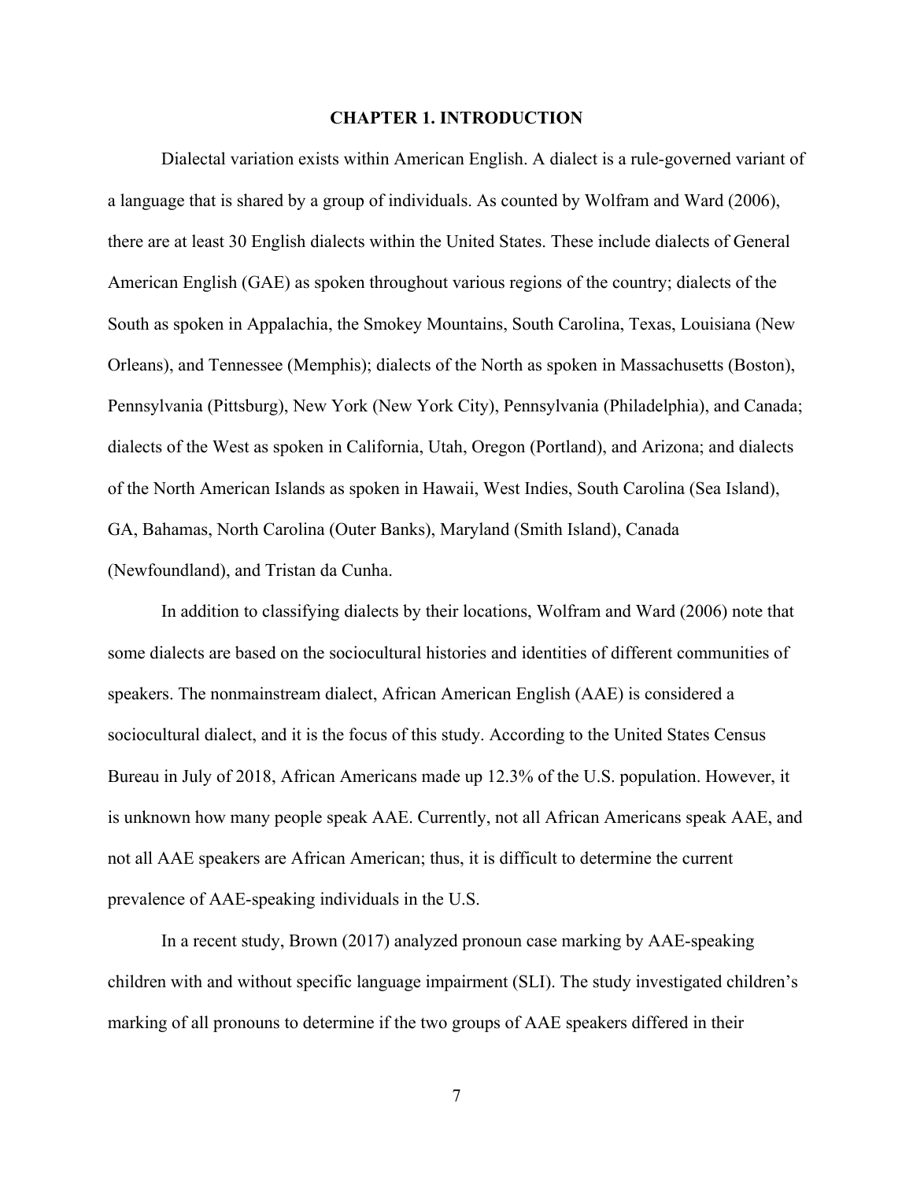# CHAPTER 1. INTRODUCTION

Dialectal variation exists within American English. A dialect is a rule-governed variant of a language that is shared by a group of individuals. As counted by Wolfram and Ward (2006), there are at least 30 English dialects within the United States. These include dialects of General American English (GAE) as spoken throughout various regions of the country; dialects of the South as spoken in Appalachia, the Smokey Mountains, South Carolina, Texas, Louisiana (New Orleans), and Tennessee (Memphis); dialects of the North as spoken in Massachusetts (Boston), Pennsylvania (Pittsburg), New York (New York City), Pennsylvania (Philadelphia), and Canada; dialects of the West as spoken in California, Utah, Oregon (Portland), and Arizona; and dialects of the North American Islands as spoken in Hawaii, West Indies, South Carolina (Sea Island), GA, Bahamas, North Carolina (Outer Banks), Maryland (Smith Island), Canada (Newfoundland), and Tristan da Cunha.

In addition to classifying dialects by their locations, Wolfram and Ward (2006) note that some dialects are based on the sociocultural histories and identities of different communities of speakers. The nonmainstream dialect, African American English (AAE) is considered a sociocultural dialect, and it is the focus of this study. According to the United States Census Bureau in July of 2018, African Americans made up 12.3% of the U.S. population. However, it is unknown how many people speak AAE. Currently, not all African Americans speak AAE, and not all AAE speakers are African American; thus, it is difficult to determine the current prevalence of AAE-speaking individuals in the U.S.

In a recent study, Brown (2017) analyzed pronoun case marking by AAE-speaking children with and without specific language impairment (SLI). The study investigated children's marking of all pronouns to determine if the two groups of AAE speakers differed in their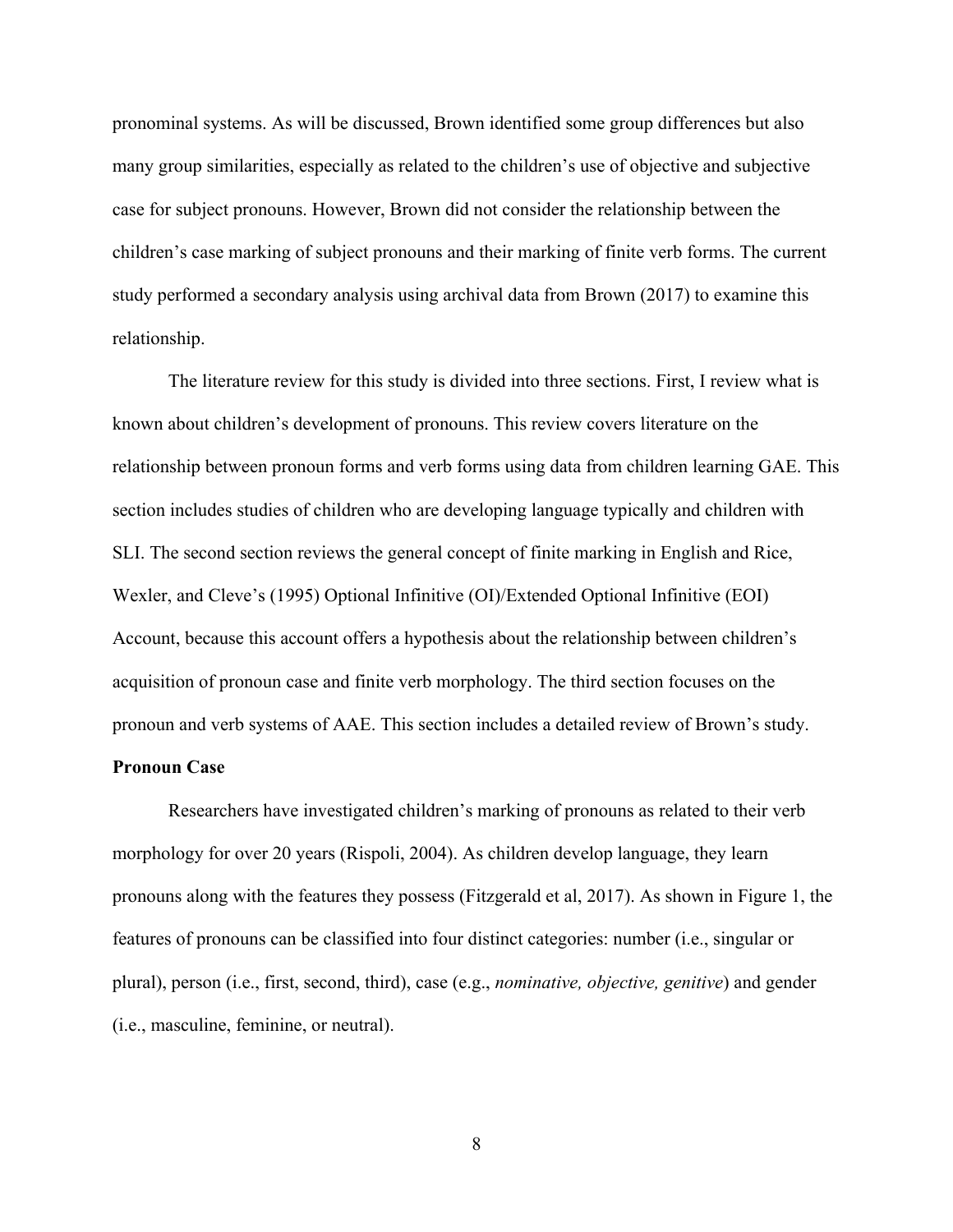pronominal systems. As will be discussed, Brown identified some group differences but also many group similarities, especially as related to the children's use of objective and subjective case for subject pronouns. However, Brown did not consider the relationship between the children's case marking of subject pronouns and their marking of finite verb forms. The current study performed a secondary analysis using archival data from Brown (2017) to examine this relationship.

The literature review for this study is divided into three sections. First, I review what is known about children's development of pronouns. This review covers literature on the relationship between pronoun forms and verb forms using data from children learning GAE. This section includes studies of children who are developing language typically and children with SLI. The second section reviews the general concept of finite marking in English and Rice, Wexler, and Cleve's (1995) Optional Infinitive (OI)/Extended Optional Infinitive (EOI) Account, because this account offers a hypothesis about the relationship between children's acquisition of pronoun case and finite verb morphology. The third section focuses on the pronoun and verb systems of AAE. This section includes a detailed review of Brown's study.

**Pronoun Case**

Researchers have investigated children's marking of pronouns as related to their verb morphology for over 20 years (Rispoli, 2004). As children develop language, they learn pronouns along with the features they possess (Fitzgerald et al, 2017). As shown in Figure 1, the features of pronouns can be classified into four distinct categories: number (i.e., singular or plural), person (i.e., first, second, third), case (e.g., *nominative, objective, genitive*) and gender (i.e., masculine, feminine, or neutral).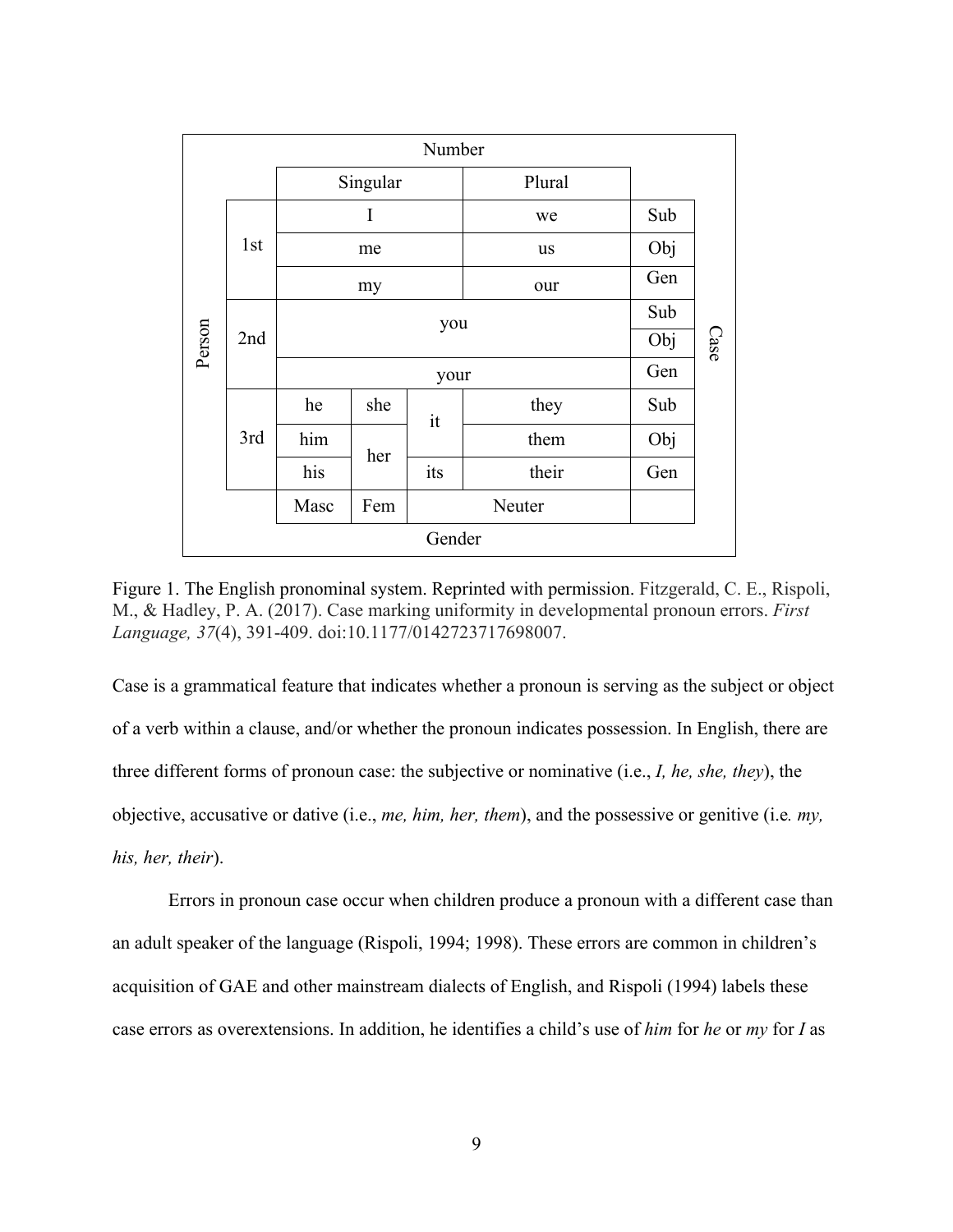| Person | | Singular | | | Plural | Case |
|---|---|---|---|---|---|---|
| 1st | | I | | | we | Sub |
| | | me | | | us | Obj |
| | | my | | | our | Gen |
| 2nd | | you | | | | Sub |
| | | | | | | Obj |
| | | your | | | | Gen |
| 3rd | | he | she | it | they | Sub |
| | | him | her | | them | Obj |
| | | his | | its | their | Gen |
| | | Masc | Fem | Neuter | | |

Figure 1. The English pronominal system. Reprinted with permission. Fitzgerald, C. E., Rispoli, M., & Hadley, P. A. (2017). Case marking uniformity in developmental pronoun errors. *First Language, 37*(4), 391-409. doi:10.1177/0142723717698007.

Case is a grammatical feature that indicates whether a pronoun is serving as the subject or object of a verb within a clause, and/or whether the pronoun indicates possession. In English, there are three different forms of pronoun case: the subjective or nominative (i.e., *I, he, she, they*), the objective, accusative or dative (i.e., *me, him, her, them*), and the possessive or genitive (i.e*. my, his, her, their*).

Errors in pronoun case occur when children produce a pronoun with a different case than an adult speaker of the language (Rispoli, 1994; 1998). These errors are common in children's acquisition of GAE and other mainstream dialects of English, and Rispoli (1994) labels these case errors as overextensions. In addition, he identifies a child's use of *him* for *he* or *my* for *I* as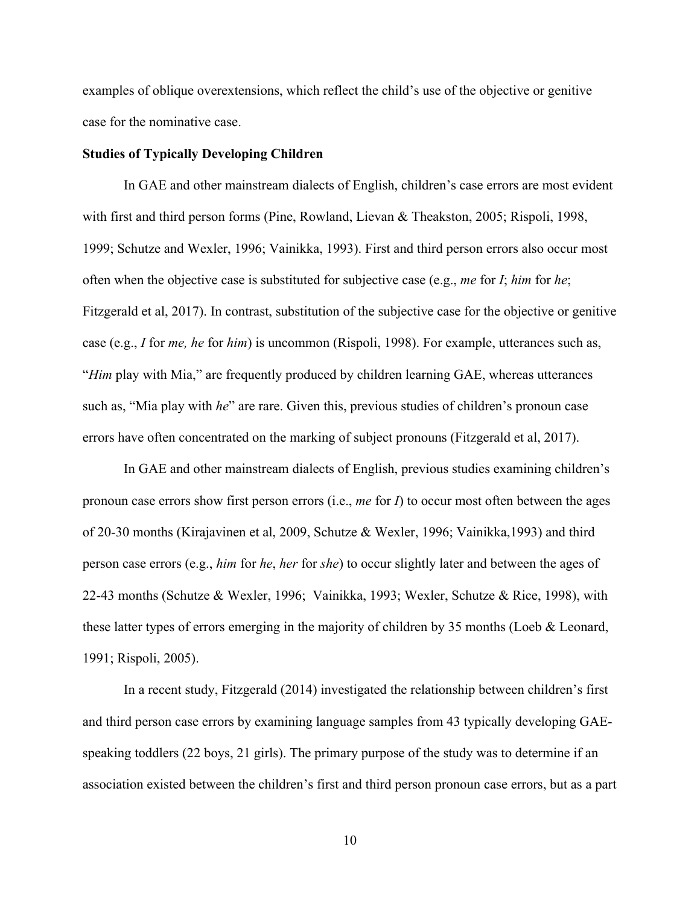examples of oblique overextensions, which reflect the child's use of the objective or genitive case for the nominative case.

**Studies of Typically Developing Children**

In GAE and other mainstream dialects of English, children's case errors are most evident with first and third person forms (Pine, Rowland, Lievan & Theakston, 2005; Rispoli, 1998, 1999; Schutze and Wexler, 1996; Vainikka, 1993). First and third person errors also occur most often when the objective case is substituted for subjective case (e.g., *me* for *I*; *him* for *he*; Fitzgerald et al, 2017). In contrast, substitution of the subjective case for the objective or genitive case (e.g., *I* for *me, he* for *him*) is uncommon (Rispoli, 1998). For example, utterances such as, "*Him* play with Mia," are frequently produced by children learning GAE, whereas utterances such as, "Mia play with *he*" are rare. Given this, previous studies of children's pronoun case errors have often concentrated on the marking of subject pronouns (Fitzgerald et al, 2017).

In GAE and other mainstream dialects of English, previous studies examining children's pronoun case errors show first person errors (i.e., *me* for *I*) to occur most often between the ages of 20-30 months (Kirajavinen et al, 2009, Schutze & Wexler, 1996; Vainikka,1993) and third person case errors (e.g., *him* for *he*, *her* for *she*) to occur slightly later and between the ages of 22-43 months (Schutze & Wexler, 1996; Vainikka, 1993; Wexler, Schutze & Rice, 1998), with these latter types of errors emerging in the majority of children by 35 months (Loeb & Leonard, 1991; Rispoli, 2005).

In a recent study, Fitzgerald (2014) investigated the relationship between children's first and third person case errors by examining language samples from 43 typically developing GAE-speaking toddlers (22 boys, 21 girls). The primary purpose of the study was to determine if an association existed between the children's first and third person pronoun case errors, but as a part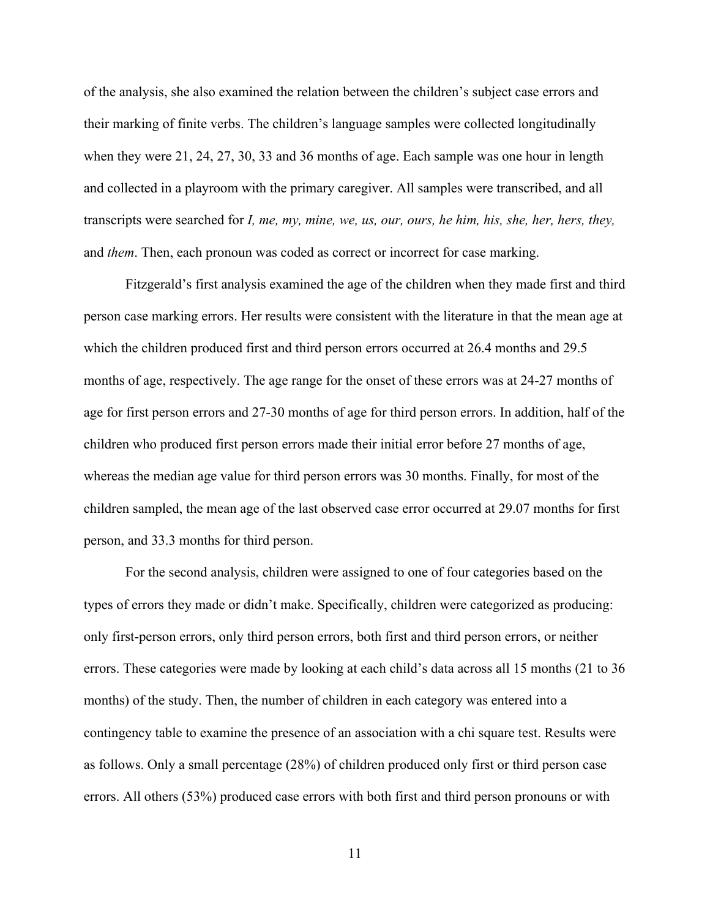of the analysis, she also examined the relation between the children's subject case errors and their marking of finite verbs. The children's language samples were collected longitudinally when they were 21, 24, 27, 30, 33 and 36 months of age. Each sample was one hour in length and collected in a playroom with the primary caregiver. All samples were transcribed, and all transcripts were searched for *I, me, my, mine, we, us, our, ours, he him, his, she, her, hers, they,* and *them*. Then, each pronoun was coded as correct or incorrect for case marking.

Fitzgerald's first analysis examined the age of the children when they made first and third person case marking errors. Her results were consistent with the literature in that the mean age at which the children produced first and third person errors occurred at 26.4 months and 29.5 months of age, respectively. The age range for the onset of these errors was at 24-27 months of age for first person errors and 27-30 months of age for third person errors. In addition, half of the children who produced first person errors made their initial error before 27 months of age, whereas the median age value for third person errors was 30 months. Finally, for most of the children sampled, the mean age of the last observed case error occurred at 29.07 months for first person, and 33.3 months for third person.

For the second analysis, children were assigned to one of four categories based on the types of errors they made or didn't make. Specifically, children were categorized as producing: only first-person errors, only third person errors, both first and third person errors, or neither errors. These categories were made by looking at each child's data across all 15 months (21 to 36 months) of the study. Then, the number of children in each category was entered into a contingency table to examine the presence of an association with a chi square test. Results were as follows. Only a small percentage (28%) of children produced only first or third person case errors. All others (53%) produced case errors with both first and third person pronouns or with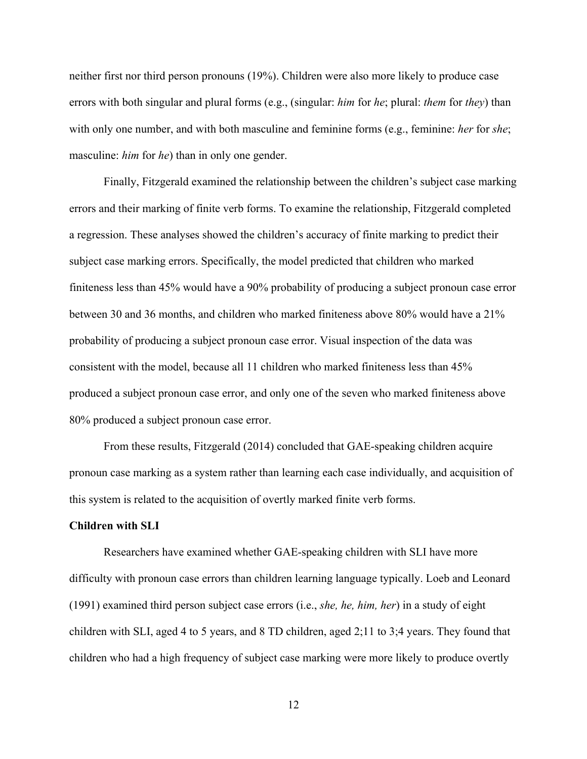neither first nor third person pronouns (19%). Children were also more likely to produce case errors with both singular and plural forms (e.g., (singular: *him* for *he*; plural: *them* for *they*) than with only one number, and with both masculine and feminine forms (e.g., feminine: *her* for *she*; masculine: *him* for *he*) than in only one gender.

Finally, Fitzgerald examined the relationship between the children's subject case marking errors and their marking of finite verb forms. To examine the relationship, Fitzgerald completed a regression. These analyses showed the children's accuracy of finite marking to predict their subject case marking errors. Specifically, the model predicted that children who marked finiteness less than 45% would have a 90% probability of producing a subject pronoun case error between 30 and 36 months, and children who marked finiteness above 80% would have a 21% probability of producing a subject pronoun case error. Visual inspection of the data was consistent with the model, because all 11 children who marked finiteness less than 45% produced a subject pronoun case error, and only one of the seven who marked finiteness above 80% produced a subject pronoun case error.

From these results, Fitzgerald (2014) concluded that GAE-speaking children acquire pronoun case marking as a system rather than learning each case individually, and acquisition of this system is related to the acquisition of overtly marked finite verb forms.

**Children with SLI**

Researchers have examined whether GAE-speaking children with SLI have more difficulty with pronoun case errors than children learning language typically. Loeb and Leonard (1991) examined third person subject case errors (i.e., *she, he, him, her*) in a study of eight children with SLI, aged 4 to 5 years, and 8 TD children, aged 2;11 to 3;4 years. They found that children who had a high frequency of subject case marking were more likely to produce overtly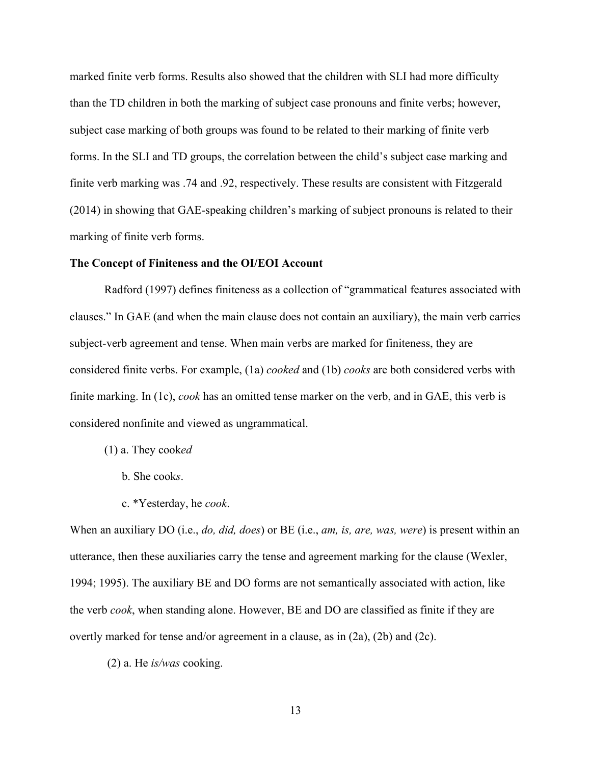marked finite verb forms. Results also showed that the children with SLI had more difficulty than the TD children in both the marking of subject case pronouns and finite verbs; however, subject case marking of both groups was found to be related to their marking of finite verb forms. In the SLI and TD groups, the correlation between the child's subject case marking and finite verb marking was .74 and .92, respectively. These results are consistent with Fitzgerald (2014) in showing that GAE-speaking children's marking of subject pronouns is related to their marking of finite verb forms.

**The Concept of Finiteness and the OI/EOI Account**

Radford (1997) defines finiteness as a collection of "grammatical features associated with clauses." In GAE (and when the main clause does not contain an auxiliary), the main verb carries subject-verb agreement and tense. When main verbs are marked for finiteness, they are considered finite verbs. For example, (1a) *cooked* and (1b) *cooks* are both considered verbs with finite marking. In (1c), *cook* has an omitted tense marker on the verb, and in GAE, this verb is considered nonfinite and viewed as ungrammatical.

(1) a. They cook*ed*

b. She cook*s*.

c. *Yesterday, he *cook*.

When an auxiliary DO (i.e., *do, did, does*) or BE (i.e., *am, is, are, was, were*) is present within an utterance, then these auxiliaries carry the tense and agreement marking for the clause (Wexler, 1994; 1995). The auxiliary BE and DO forms are not semantically associated with action, like the verb *cook*, when standing alone. However, BE and DO are classified as finite if they are overtly marked for tense and/or agreement in a clause, as in (2a), (2b) and (2c).

(2) a. He *is/was* cooking.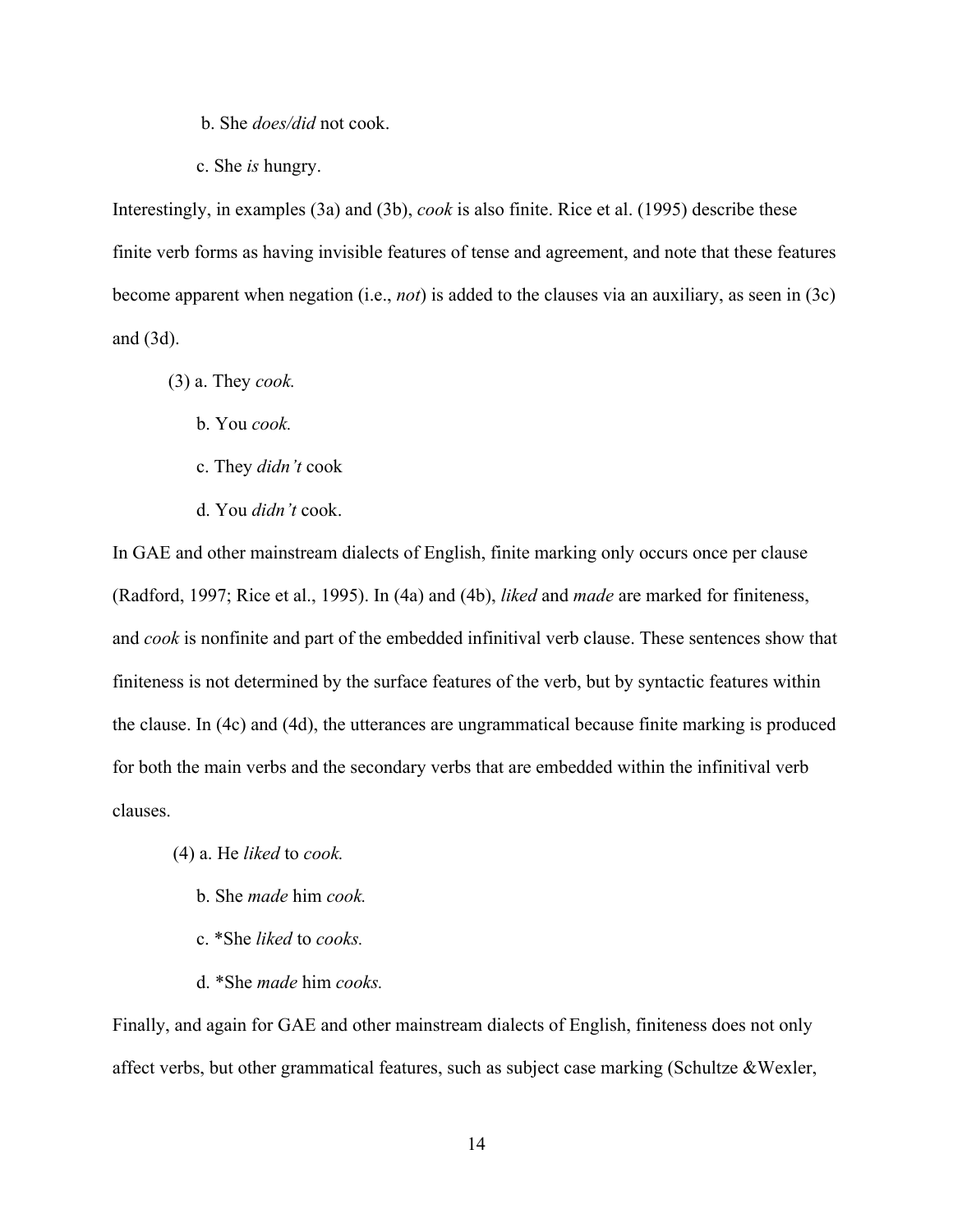b. She *does/did* not cook.

c. She *is* hungry.

Interestingly, in examples (3a) and (3b), *cook* is also finite. Rice et al. (1995) describe these finite verb forms as having invisible features of tense and agreement, and note that these features become apparent when negation (i.e., *not*) is added to the clauses via an auxiliary, as seen in (3c) and (3d).

(3) a. They *cook.*

b. You *cook.*

c. They *didn't* cook

d. You *didn't* cook.

In GAE and other mainstream dialects of English, finite marking only occurs once per clause (Radford, 1997; Rice et al., 1995). In (4a) and (4b), *liked* and *made* are marked for finiteness, and *cook* is nonfinite and part of the embedded infinitival verb clause. These sentences show that finiteness is not determined by the surface features of the verb, but by syntactic features within the clause. In (4c) and (4d), the utterances are ungrammatical because finite marking is produced for both the main verbs and the secondary verbs that are embedded within the infinitival verb clauses.

(4) a. He *liked* to *cook.*

b. She *made* him *cook.*

c. *She *liked* to *cooks.*

d. *She *made* him *cooks.*

Finally, and again for GAE and other mainstream dialects of English, finiteness does not only affect verbs, but other grammatical features, such as subject case marking (Schultze &Wexler,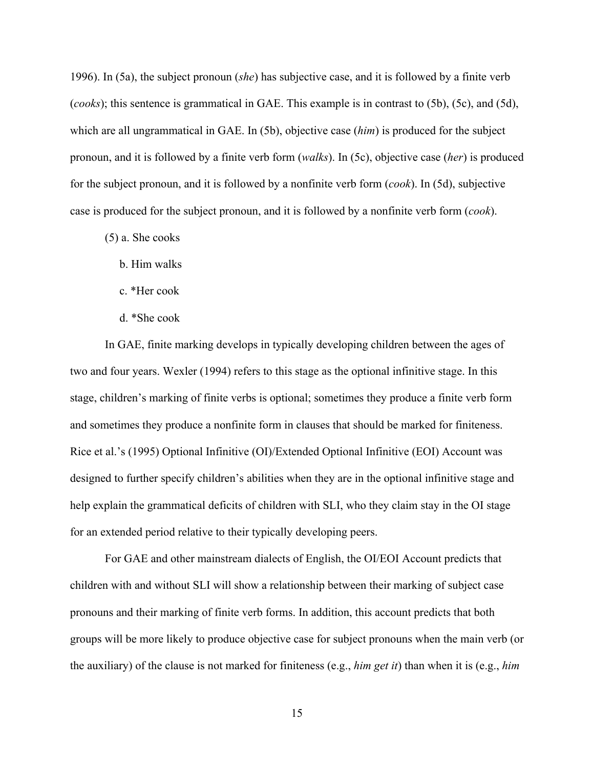1996). In (5a), the subject pronoun (*she*) has subjective case, and it is followed by a finite verb (*cooks*); this sentence is grammatical in GAE. This example is in contrast to (5b), (5c), and (5d), which are all ungrammatical in GAE. In (5b), objective case (*him*) is produced for the subject pronoun, and it is followed by a finite verb form (*walks*). In (5c), objective case (*her*) is produced for the subject pronoun, and it is followed by a nonfinite verb form (*cook*). In (5d), subjective case is produced for the subject pronoun, and it is followed by a nonfinite verb form (*cook*).

(5) a. She cooks

b. Him walks

c. *Her cook

d. *She cook

In GAE, finite marking develops in typically developing children between the ages of two and four years. Wexler (1994) refers to this stage as the optional infinitive stage. In this stage, children's marking of finite verbs is optional; sometimes they produce a finite verb form and sometimes they produce a nonfinite form in clauses that should be marked for finiteness. Rice et al.'s (1995) Optional Infinitive (OI)/Extended Optional Infinitive (EOI) Account was designed to further specify children's abilities when they are in the optional infinitive stage and help explain the grammatical deficits of children with SLI, who they claim stay in the OI stage for an extended period relative to their typically developing peers.

For GAE and other mainstream dialects of English, the OI/EOI Account predicts that children with and without SLI will show a relationship between their marking of subject case pronouns and their marking of finite verb forms. In addition, this account predicts that both groups will be more likely to produce objective case for subject pronouns when the main verb (or the auxiliary) of the clause is not marked for finiteness (e.g., *him get it*) than when it is (e.g., *him*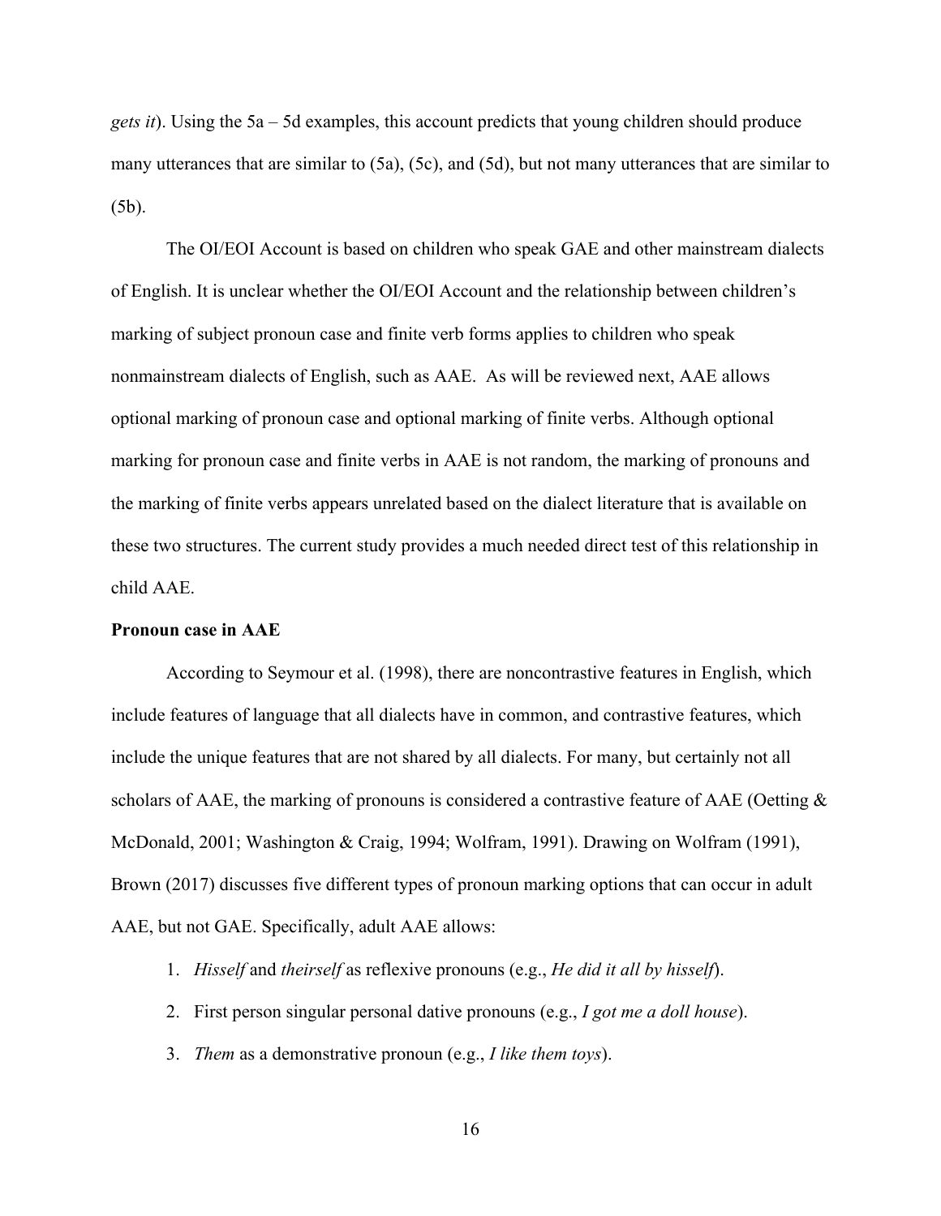*gets it*). Using the 5a – 5d examples, this account predicts that young children should produce many utterances that are similar to (5a), (5c), and (5d), but not many utterances that are similar to (5b).

The OI/EOI Account is based on children who speak GAE and other mainstream dialects of English. It is unclear whether the OI/EOI Account and the relationship between children's marking of subject pronoun case and finite verb forms applies to children who speak nonmainstream dialects of English, such as AAE. As will be reviewed next, AAE allows optional marking of pronoun case and optional marking of finite verbs. Although optional marking for pronoun case and finite verbs in AAE is not random, the marking of pronouns and the marking of finite verbs appears unrelated based on the dialect literature that is available on these two structures. The current study provides a much needed direct test of this relationship in child AAE.

**Pronoun case in AAE**

According to Seymour et al. (1998), there are noncontrastive features in English, which include features of language that all dialects have in common, and contrastive features, which include the unique features that are not shared by all dialects. For many, but certainly not all scholars of AAE, the marking of pronouns is considered a contrastive feature of AAE (Oetting & McDonald, 2001; Washington & Craig, 1994; Wolfram, 1991). Drawing on Wolfram (1991), Brown (2017) discusses five different types of pronoun marking options that can occur in adult AAE, but not GAE. Specifically, adult AAE allows:

1. *Hisself* and *theirself* as reflexive pronouns (e.g., *He did it all by hisself*).
2. First person singular personal dative pronouns (e.g., *I got me a doll house*).
3. *Them* as a demonstrative pronoun (e.g., *I like them toys*).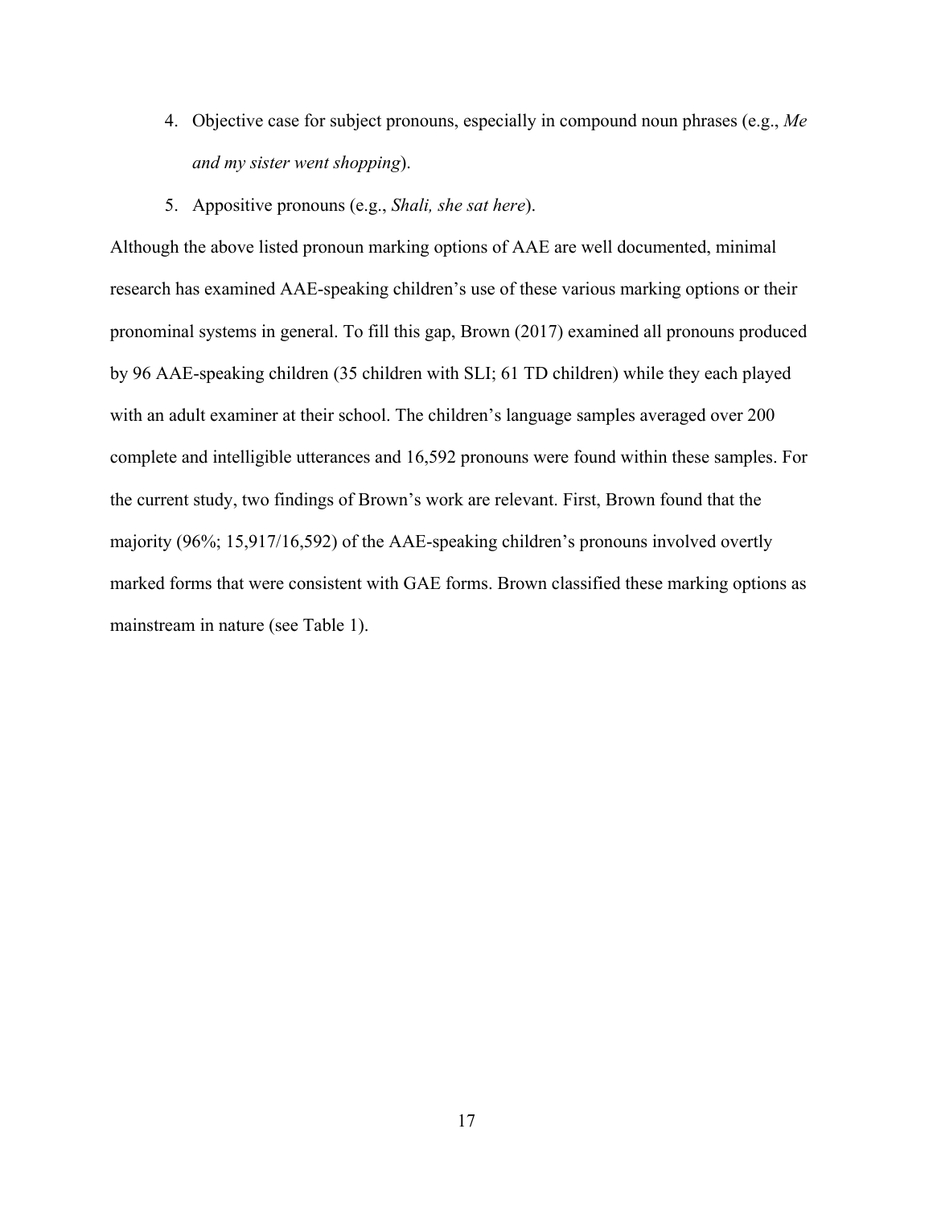4. Objective case for subject pronouns, especially in compound noun phrases (e.g., *Me and my sister went shopping*).
5. Appositive pronouns (e.g., *Shali, she sat here*).

Although the above listed pronoun marking options of AAE are well documented, minimal research has examined AAE-speaking children's use of these various marking options or their pronominal systems in general. To fill this gap, Brown (2017) examined all pronouns produced by 96 AAE-speaking children (35 children with SLI; 61 TD children) while they each played with an adult examiner at their school. The children's language samples averaged over 200 complete and intelligible utterances and 16,592 pronouns were found within these samples. For the current study, two findings of Brown's work are relevant. First, Brown found that the majority (96%; 15,917/16,592) of the AAE-speaking children's pronouns involved overtly marked forms that were consistent with GAE forms. Brown classified these marking options as mainstream in nature (see Table 1).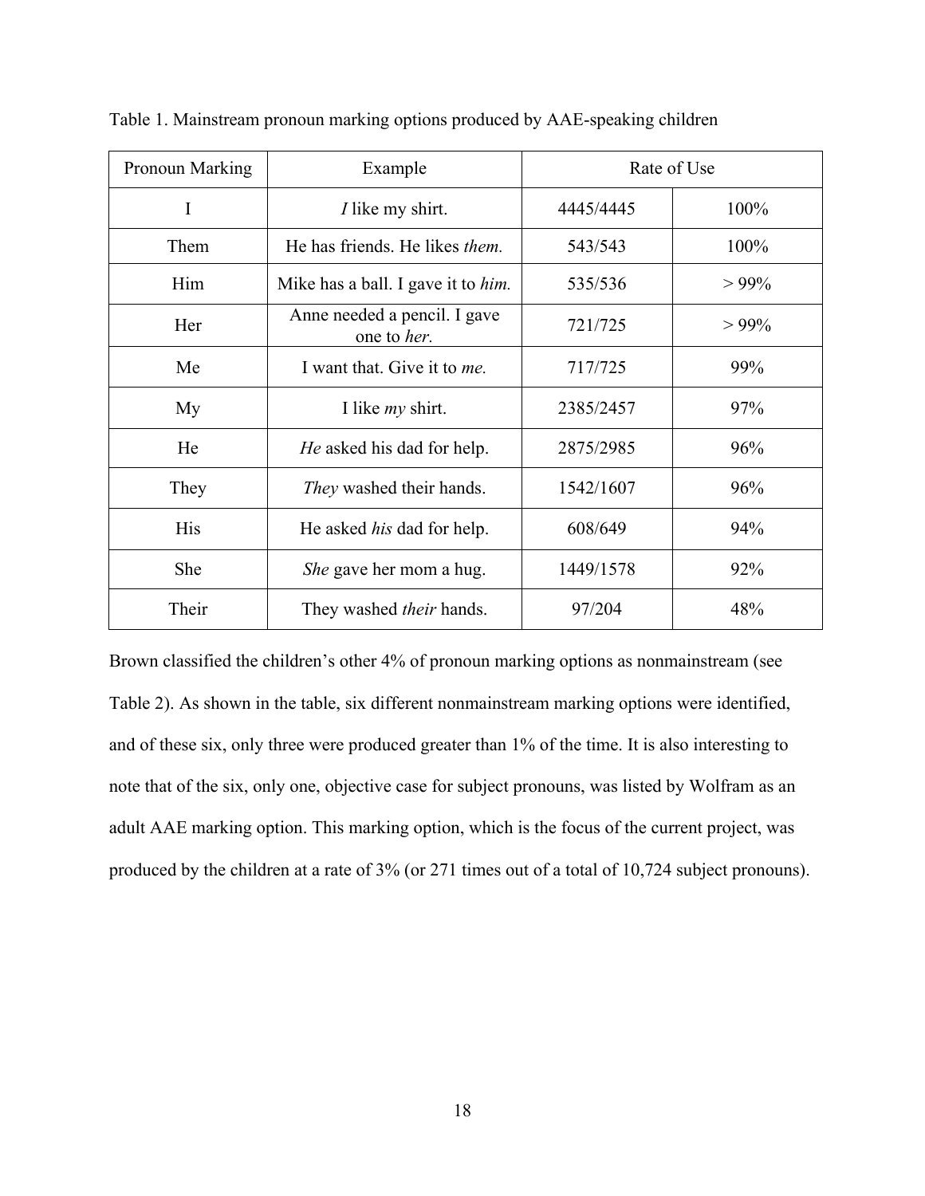Table 1. Mainstream pronoun marking options produced by AAE-speaking children

| Pronoun Marking | Example | Rate of Use | |
|---|---|---|---|
| I | *I* like my shirt. | 4445/4445 | 100% |
| Them | He has friends. He likes *them.* | 543/543 | 100% |
| Him | Mike has a ball. I gave it to *him.* | 535/536 | > 99% |
| Her | Anne needed a pencil. I gave one to *her.* | 721/725 | > 99% |
| Me | I want that. Give it to *me.* | 717/725 | 99% |
| My | I like *my* shirt. | 2385/2457 | 97% |
| He | *He* asked his dad for help. | 2875/2985 | 96% |
| They | *They* washed their hands. | 1542/1607 | 96% |
| His | He asked *his* dad for help. | 608/649 | 94% |
| She | *She* gave her mom a hug. | 1449/1578 | 92% |
| Their | They washed *their* hands. | 97/204 | 48% |

Brown classified the children's other 4% of pronoun marking options as nonmainstream (see Table 2). As shown in the table, six different nonmainstream marking options were identified, and of these six, only three were produced greater than 1% of the time. It is also interesting to note that of the six, only one, objective case for subject pronouns, was listed by Wolfram as an adult AAE marking option. This marking option, which is the focus of the current project, was produced by the children at a rate of 3% (or 271 times out of a total of 10,724 subject pronouns).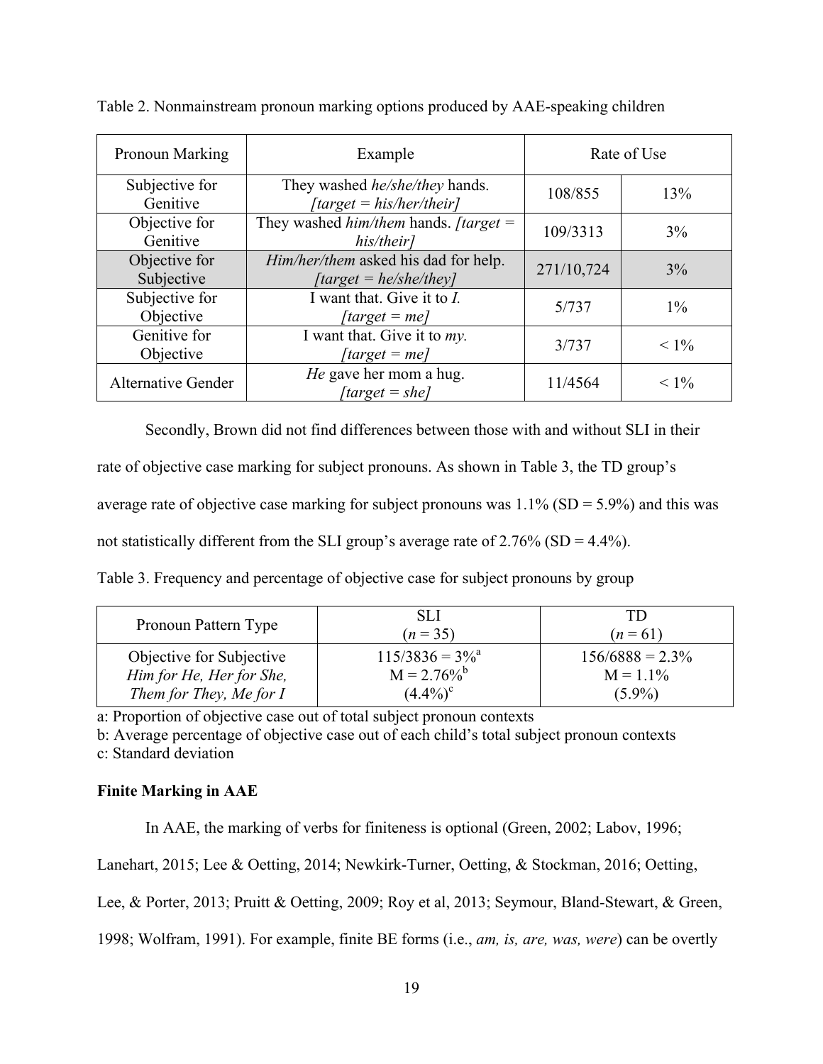Table 2. Nonmainstream pronoun marking options produced by AAE-speaking children

| Pronoun Marking | Example | Rate of Use | |
|---|---|---|---|
| Subjective for Genitive | They washed *he/she/they* hands. *[target = his/her/their]* | 108/855 | 13% |
| Objective for Genitive | They washed *him/them* hands. *[target = his/their]* | 109/3313 | 3% |
| Objective for Subjective | *Him/her/them* asked his dad for help. *[target = he/she/they]* | 271/10,724 | 3% |
| Subjective for Objective | I want that. Give it to *I*. *[target = me]* | 5/737 | 1% |
| Genitive for Objective | I want that. Give it to *my*. *[target = me]* | 3/737 | < 1% |
| Alternative Gender | *He* gave her mom a hug. *[target = she]* | 11/4564 | < 1% |

Secondly, Brown did not find differences between those with and without SLI in their rate of objective case marking for subject pronouns. As shown in Table 3, the TD group's average rate of objective case marking for subject pronouns was 1.1% (SD = 5.9%) and this was not statistically different from the SLI group's average rate of 2.76% (SD = 4.4%).

Table 3. Frequency and percentage of objective case for subject pronouns by group

| Pronoun Pattern Type | SLI (*n* = 35) | TD (*n* = 61) |
|---|---|---|
| Objective for Subjective *Him for He, Her for She, Them for They, Me for I* | 115/3836 = 3%[a] M = 2.76%[b] (4.4%)[c] | 156/6888 = 2.3% M = 1.1% (5.9%) |

a: Proportion of objective case out of total subject pronoun contexts
b: Average percentage of objective case out of each child's total subject pronoun contexts
c: Standard deviation

### Finite Marking in AAE

In AAE, the marking of verbs for finiteness is optional (Green, 2002; Labov, 1996; Lanehart, 2015; Lee & Oetting, 2014; Newkirk-Turner, Oetting, & Stockman, 2016; Oetting, Lee, & Porter, 2013; Pruitt & Oetting, 2009; Roy et al, 2013; Seymour, Bland-Stewart, & Green, 1998; Wolfram, 1991). For example, finite BE forms (i.e., *am, is, are, was, were*) can be overtly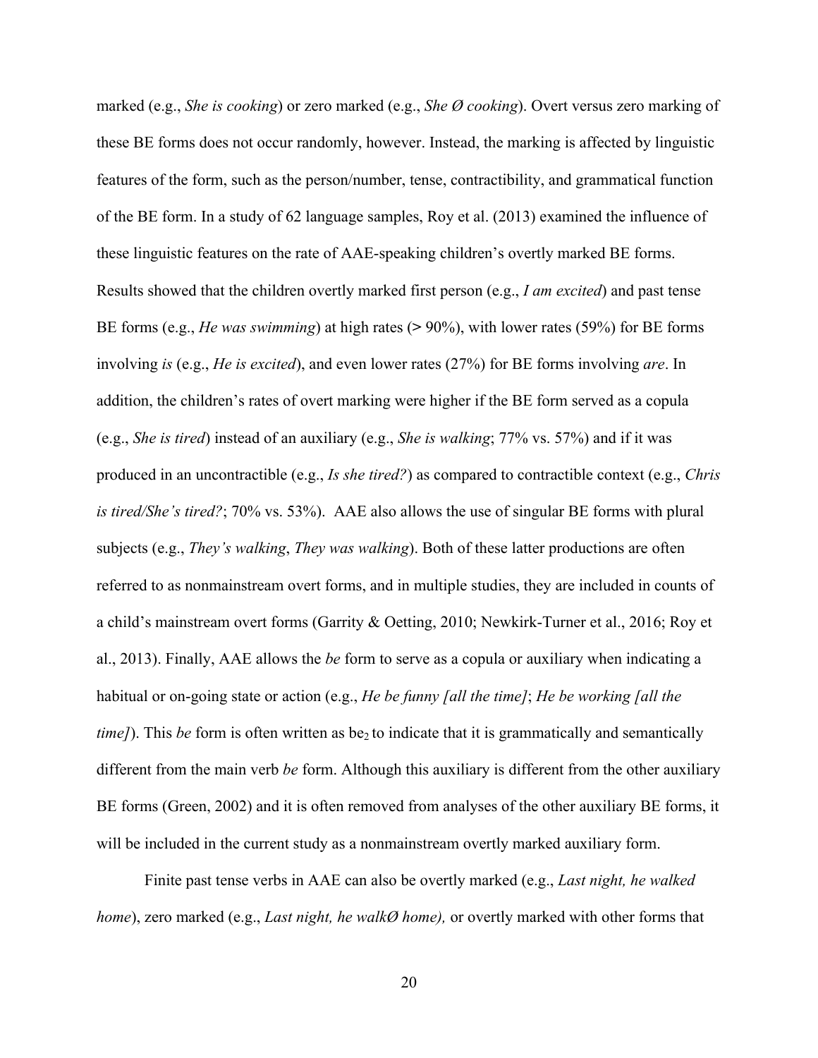marked (e.g., *She is cooking*) or zero marked (e.g., *She Ø cooking*). Overt versus zero marking of these BE forms does not occur randomly, however. Instead, the marking is affected by linguistic features of the form, such as the person/number, tense, contractibility, and grammatical function of the BE form. In a study of 62 language samples, Roy et al. (2013) examined the influence of these linguistic features on the rate of AAE-speaking children's overtly marked BE forms. Results showed that the children overtly marked first person (e.g., *I am excited*) and past tense BE forms (e.g., *He was swimming*) at high rates (> 90%), with lower rates (59%) for BE forms involving *is* (e.g., *He is excited*), and even lower rates (27%) for BE forms involving *are*. In addition, the children's rates of overt marking were higher if the BE form served as a copula (e.g., *She is tired*) instead of an auxiliary (e.g., *She is walking*; 77% vs. 57%) and if it was produced in an uncontractible (e.g., *Is she tired?*) as compared to contractible context (e.g., *Chris is tired/She's tired?*; 70% vs. 53%). AAE also allows the use of singular BE forms with plural subjects (e.g., *They's walking*, *They was walking*). Both of these latter productions are often referred to as nonmainstream overt forms, and in multiple studies, they are included in counts of a child's mainstream overt forms (Garrity & Oetting, 2010; Newkirk-Turner et al., 2016; Roy et al., 2013). Finally, AAE allows the *be* form to serve as a copula or auxiliary when indicating a habitual or on-going state or action (e.g., *He be funny [all the time]*; *He be working [all the time]*). This *be* form is often written as $be_2$ to indicate that it is grammatically and semantically different from the main verb *be* form. Although this auxiliary is different from the other auxiliary BE forms (Green, 2002) and it is often removed from analyses of the other auxiliary BE forms, it will be included in the current study as a nonmainstream overtly marked auxiliary form.

Finite past tense verbs in AAE can also be overtly marked (e.g., *Last night, he walked home*), zero marked (e.g., *Last night, he walkØ home),* or overtly marked with other forms that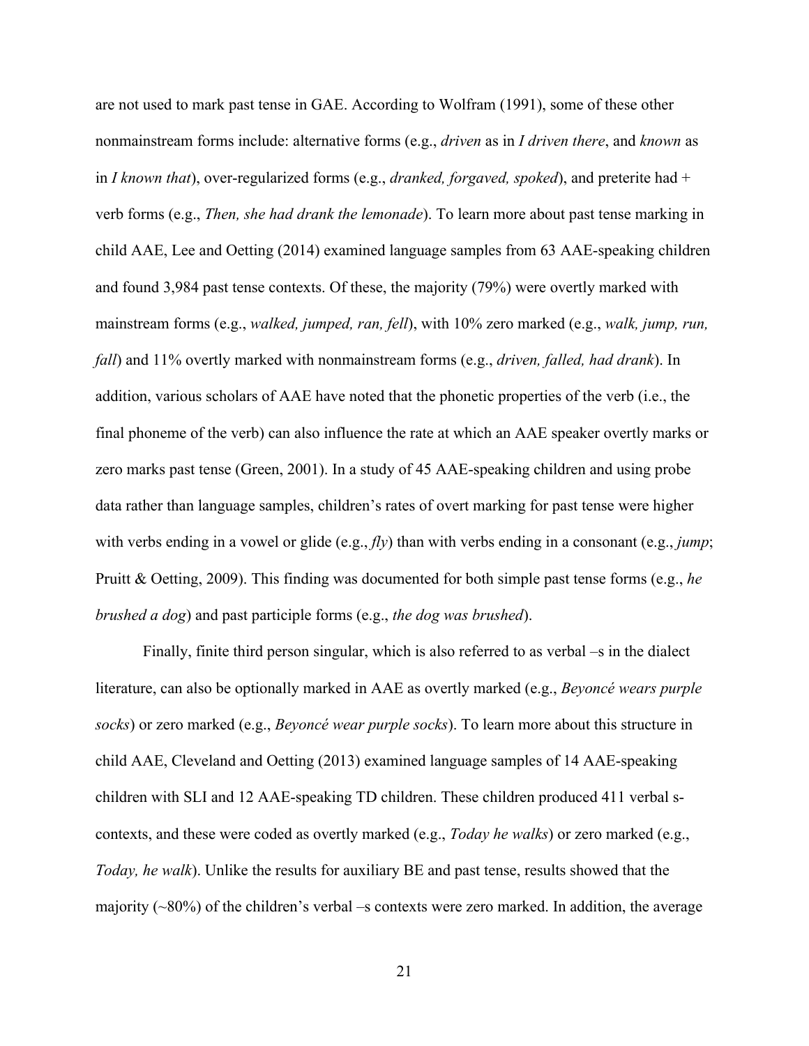are not used to mark past tense in GAE. According to Wolfram (1991), some of these other nonmainstream forms include: alternative forms (e.g., *driven* as in *I driven there*, and *known* as in *I known that*), over-regularized forms (e.g., *dranked, forgaved, spoked*), and preterite had + verb forms (e.g., *Then, she had drank the lemonade*). To learn more about past tense marking in child AAE, Lee and Oetting (2014) examined language samples from 63 AAE-speaking children and found 3,984 past tense contexts. Of these, the majority (79%) were overtly marked with mainstream forms (e.g., *walked, jumped, ran, fell*), with 10% zero marked (e.g., *walk, jump, run, fall*) and 11% overtly marked with nonmainstream forms (e.g., *driven, falled, had drank*). In addition, various scholars of AAE have noted that the phonetic properties of the verb (i.e., the final phoneme of the verb) can also influence the rate at which an AAE speaker overtly marks or zero marks past tense (Green, 2001). In a study of 45 AAE-speaking children and using probe data rather than language samples, children's rates of overt marking for past tense were higher with verbs ending in a vowel or glide (e.g., *fly*) than with verbs ending in a consonant (e.g., *jump*; Pruitt & Oetting, 2009). This finding was documented for both simple past tense forms (e.g., *he brushed a dog*) and past participle forms (e.g., *the dog was brushed*).

Finally, finite third person singular, which is also referred to as verbal –s in the dialect literature, can also be optionally marked in AAE as overtly marked (e.g., *Beyoncé wears purple socks*) or zero marked (e.g., *Beyoncé wear purple socks*). To learn more about this structure in child AAE, Cleveland and Oetting (2013) examined language samples of 14 AAE-speaking children with SLI and 12 AAE-speaking TD children. These children produced 411 verbal s-contexts, and these were coded as overtly marked (e.g., *Today he walks*) or zero marked (e.g., *Today, he walk*). Unlike the results for auxiliary BE and past tense, results showed that the majority (~80%) of the children's verbal –s contexts were zero marked. In addition, the average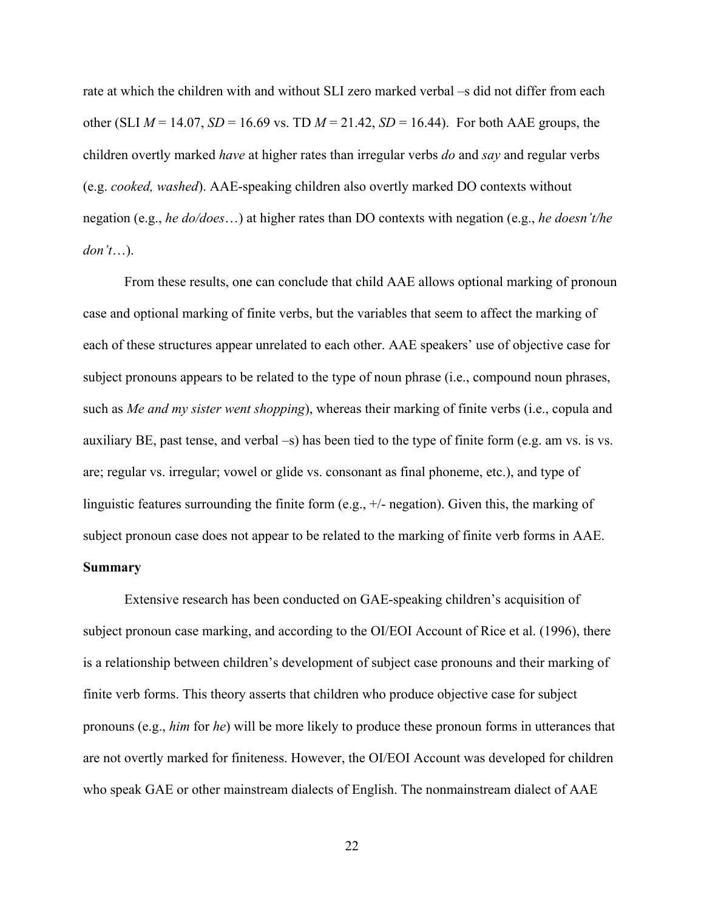rate at which the children with and without SLI zero marked verbal –s did not differ from each other (SLI $M$ = 14.07, $SD$ = 16.69 vs. TD $M$ = 21.42, $SD$ = 16.44). For both AAE groups, the children overtly marked *have* at higher rates than irregular verbs *do* and *say* and regular verbs (e.g. *cooked, washed*). AAE-speaking children also overtly marked DO contexts without negation (e.g., *he do/does*…) at higher rates than DO contexts with negation (e.g., *he doesn't/he don't*…).

From these results, one can conclude that child AAE allows optional marking of pronoun case and optional marking of finite verbs, but the variables that seem to affect the marking of each of these structures appear unrelated to each other. AAE speakers' use of objective case for subject pronouns appears to be related to the type of noun phrase (i.e., compound noun phrases, such as *Me and my sister went shopping*), whereas their marking of finite verbs (i.e., copula and auxiliary BE, past tense, and verbal –s) has been tied to the type of finite form (e.g. am vs. is vs. are; regular vs. irregular; vowel or glide vs. consonant as final phoneme, etc.), and type of linguistic features surrounding the finite form (e.g., +/- negation). Given this, the marking of subject pronoun case does not appear to be related to the marking of finite verb forms in AAE.

**Summary**

Extensive research has been conducted on GAE-speaking children's acquisition of subject pronoun case marking, and according to the OI/EOI Account of Rice et al. (1996), there is a relationship between children's development of subject case pronouns and their marking of finite verb forms. This theory asserts that children who produce objective case for subject pronouns (e.g., *him* for *he*) will be more likely to produce these pronoun forms in utterances that are not overtly marked for finiteness. However, the OI/EOI Account was developed for children who speak GAE or other mainstream dialects of English. The nonmainstream dialect of AAE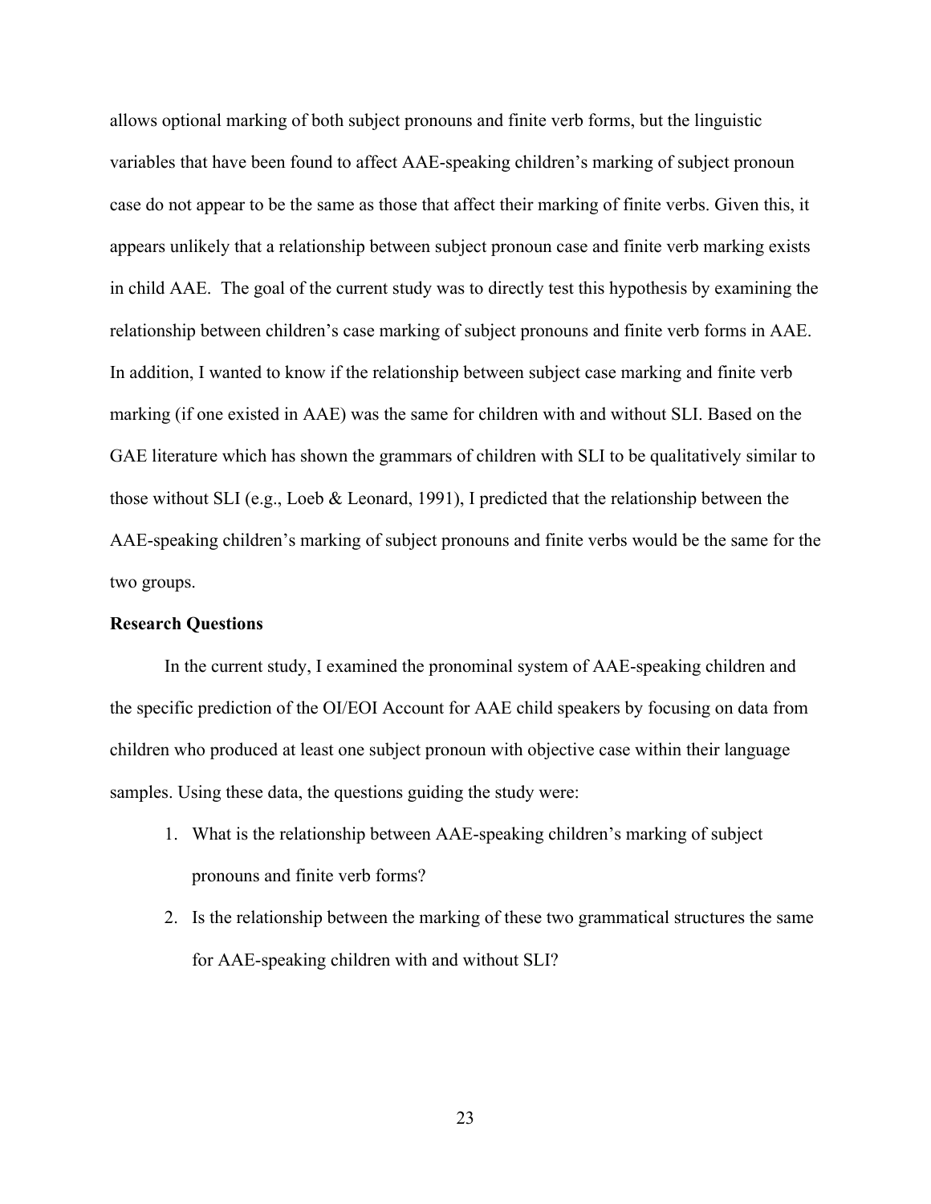allows optional marking of both subject pronouns and finite verb forms, but the linguistic variables that have been found to affect AAE-speaking children's marking of subject pronoun case do not appear to be the same as those that affect their marking of finite verbs. Given this, it appears unlikely that a relationship between subject pronoun case and finite verb marking exists in child AAE. The goal of the current study was to directly test this hypothesis by examining the relationship between children's case marking of subject pronouns and finite verb forms in AAE. In addition, I wanted to know if the relationship between subject case marking and finite verb marking (if one existed in AAE) was the same for children with and without SLI. Based on the GAE literature which has shown the grammars of children with SLI to be qualitatively similar to those without SLI (e.g., Loeb & Leonard, 1991), I predicted that the relationship between the AAE-speaking children's marking of subject pronouns and finite verbs would be the same for the two groups.

**Research Questions**

In the current study, I examined the pronominal system of AAE-speaking children and the specific prediction of the OI/EOI Account for AAE child speakers by focusing on data from children who produced at least one subject pronoun with objective case within their language samples. Using these data, the questions guiding the study were:

1. What is the relationship between AAE-speaking children's marking of subject pronouns and finite verb forms?
2. Is the relationship between the marking of these two grammatical structures the same for AAE-speaking children with and without SLI?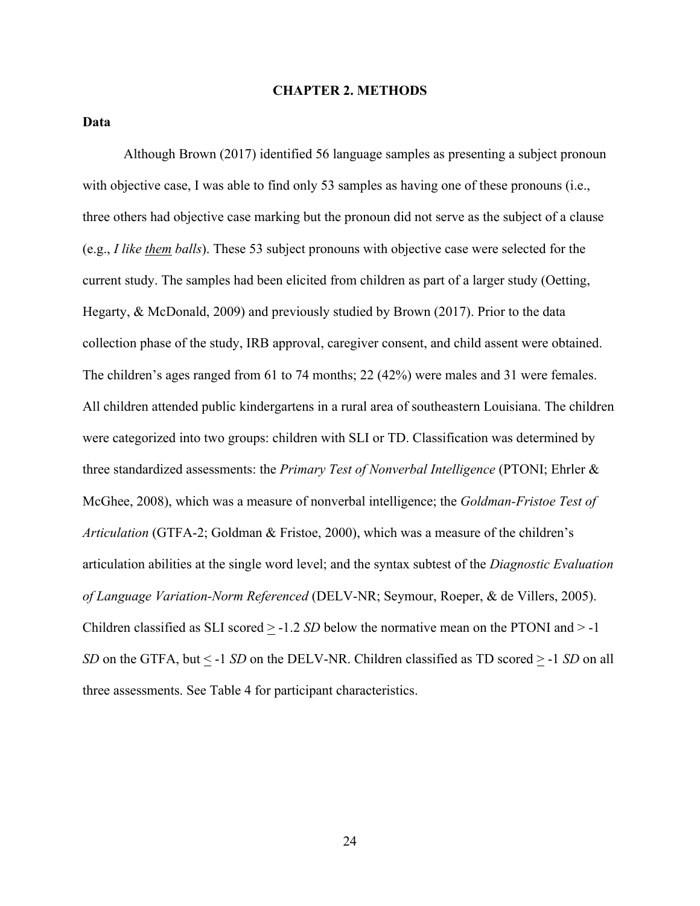# CHAPTER 2. METHODS

## Data

Although Brown (2017) identified 56 language samples as presenting a subject pronoun with objective case, I was able to find only 53 samples as having one of these pronouns (i.e., three others had objective case marking but the pronoun did not serve as the subject of a clause (e.g., *I like <u>them</u> balls*). These 53 subject pronouns with objective case were selected for the current study. The samples had been elicited from children as part of a larger study (Oetting, Hegarty, & McDonald, 2009) and previously studied by Brown (2017). Prior to the data collection phase of the study, IRB approval, caregiver consent, and child assent were obtained. The children's ages ranged from 61 to 74 months; 22 (42%) were males and 31 were females. All children attended public kindergartens in a rural area of southeastern Louisiana. The children were categorized into two groups: children with SLI or TD. Classification was determined by three standardized assessments: the *Primary Test of Nonverbal Intelligence* (PTONI; Ehrler & McGhee, 2008), which was a measure of nonverbal intelligence; the *Goldman-Fristoe Test of Articulation* (GTFA-2; Goldman & Fristoe, 2000), which was a measure of the children's articulation abilities at the single word level; and the syntax subtest of the *Diagnostic Evaluation of Language Variation-Norm Referenced* (DELV-NR; Seymour, Roeper, & de Villers, 2005). Children classified as SLI scored ≥ -1.2 *SD* below the normative mean on the PTONI and > -1 *SD* on the GTFA, but ≤ -1 *SD* on the DELV-NR. Children classified as TD scored ≥ -1 *SD* on all three assessments. See Table 4 for participant characteristics.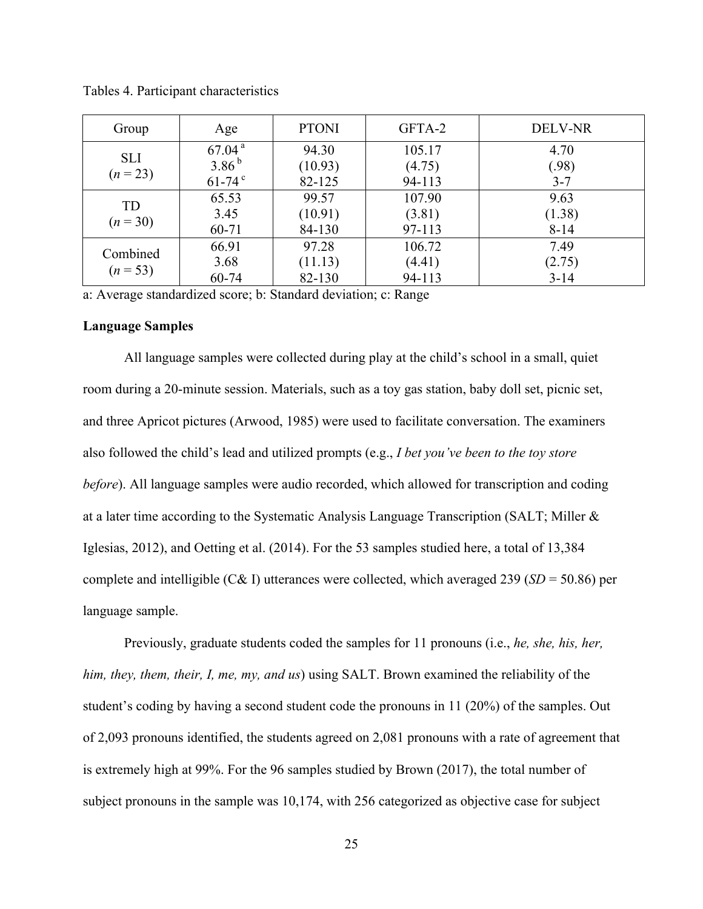Tables 4. Participant characteristics

| Group | Age | PTONI | GFTA-2 | DELV-NR |
|---|---|---|---|---|
| SLI<br>(*n* = 23) | 67.04 [a]<br>3.86 [b]<br>61-74 [c] | 94.30<br>(10.93)<br>82-125 | 105.17<br>(4.75)<br>94-113 | 4.70<br>(.98)<br>3-7 |
| TD<br>(*n* = 30) | 65.53<br>3.45<br>60-71 | 99.57<br>(10.91)<br>84-130 | 107.90<br>(3.81)<br>97-113 | 9.63<br>(1.38)<br>8-14 |
| Combined<br>(*n* = 53) | 66.91<br>3.68<br>60-74 | 97.28<br>(11.13)<br>82-130 | 106.72<br>(4.41)<br>94-113 | 7.49<br>(2.75)<br>3-14 |

a: Average standardized score; b: Standard deviation; c: Range

**Language Samples**

All language samples were collected during play at the child's school in a small, quiet room during a 20-minute session. Materials, such as a toy gas station, baby doll set, picnic set, and three Apricot pictures (Arwood, 1985) were used to facilitate conversation. The examiners also followed the child's lead and utilized prompts (e.g., *I bet you've been to the toy store before*). All language samples were audio recorded, which allowed for transcription and coding at a later time according to the Systematic Analysis Language Transcription (SALT; Miller & Iglesias, 2012), and Oetting et al. (2014). For the 53 samples studied here, a total of 13,384 complete and intelligible (C& I) utterances were collected, which averaged 239 (*SD* = 50.86) per language sample.

Previously, graduate students coded the samples for 11 pronouns (i.e., *he, she, his, her, him, they, them, their, I, me, my, and us*) using SALT. Brown examined the reliability of the student's coding by having a second student code the pronouns in 11 (20%) of the samples. Out of 2,093 pronouns identified, the students agreed on 2,081 pronouns with a rate of agreement that is extremely high at 99%. For the 96 samples studied by Brown (2017), the total number of subject pronouns in the sample was 10,174, with 256 categorized as objective case for subject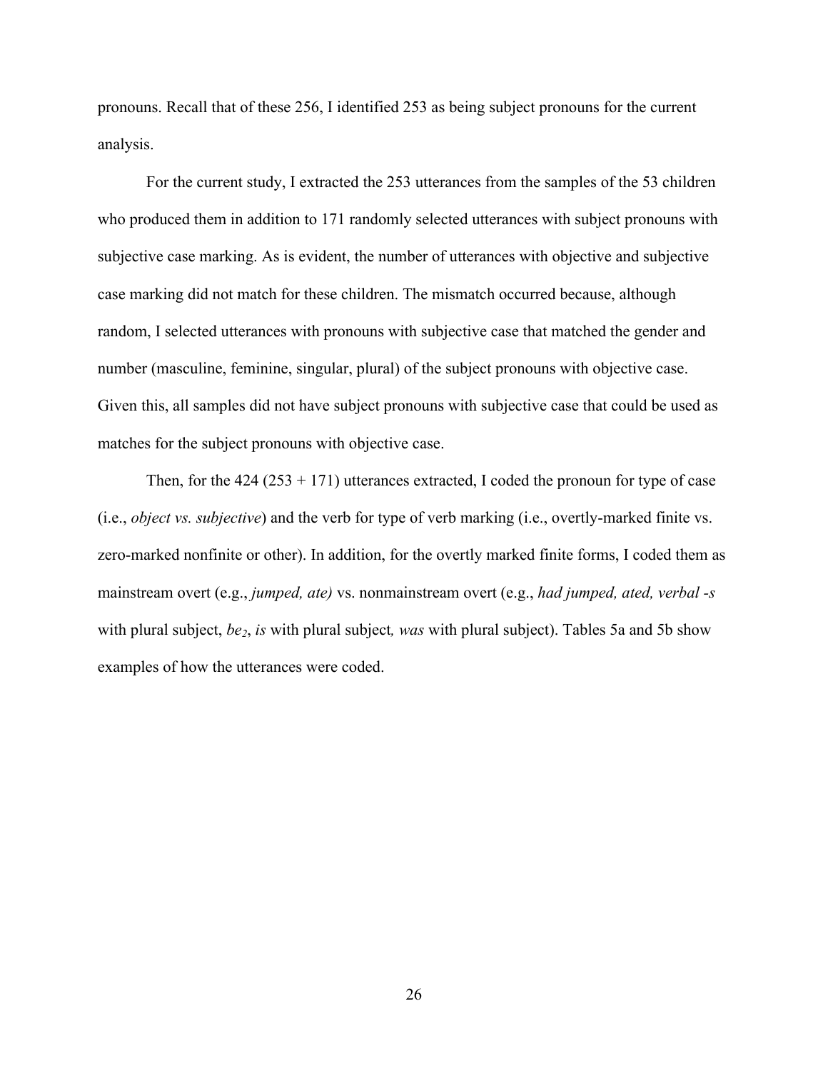pronouns. Recall that of these 256, I identified 253 as being subject pronouns for the current analysis.

For the current study, I extracted the 253 utterances from the samples of the 53 children who produced them in addition to 171 randomly selected utterances with subject pronouns with subjective case marking. As is evident, the number of utterances with objective and subjective case marking did not match for these children. The mismatch occurred because, although random, I selected utterances with pronouns with subjective case that matched the gender and number (masculine, feminine, singular, plural) of the subject pronouns with objective case. Given this, all samples did not have subject pronouns with subjective case that could be used as matches for the subject pronouns with objective case.

Then, for the 424 (253 + 171) utterances extracted, I coded the pronoun for type of case (i.e., *object vs. subjective*) and the verb for type of verb marking (i.e., overtly-marked finite vs. zero-marked nonfinite or other). In addition, for the overtly marked finite forms, I coded them as mainstream overt (e.g., *jumped, ate)* vs. nonmainstream overt (e.g., *had jumped, ated, verbal -s* with plural subject, *be*$_2$, *is* with plural subject*, was* with plural subject). Tables 5a and 5b show examples of how the utterances were coded.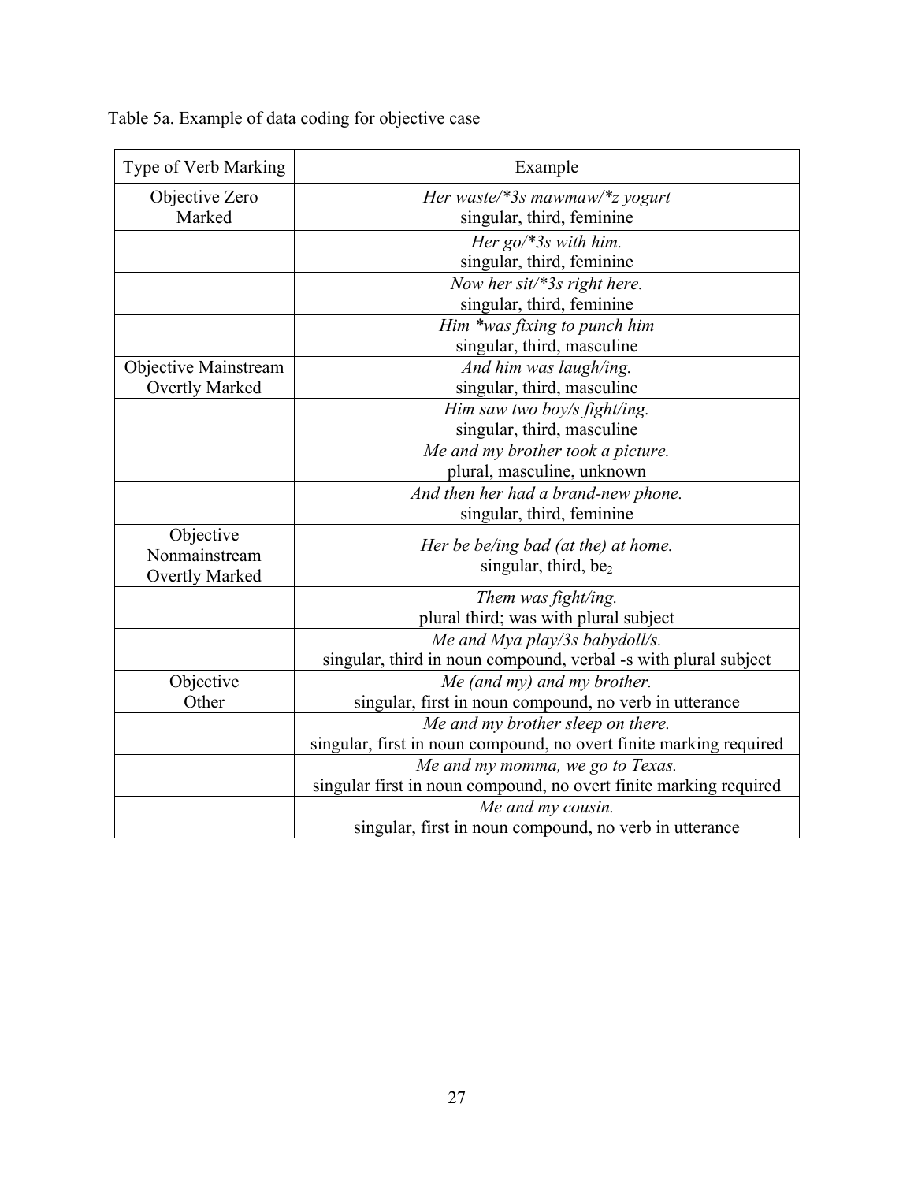Table 5a. Example of data coding for objective case

| Type of Verb Marking | Example |
|---|---|
| Objective Zero Marked | *Her waste/*3s mawmaw/*z yogurt*<br>singular, third, feminine |
| | *Her go/*3s with him.*<br>singular, third, feminine |
| | *Now her sit/*3s right here.*<br>singular, third, feminine |
| | *Him *was fixing to punch him*<br>singular, third, masculine |
| Objective Mainstream Overtly Marked | *And him was laugh/ing.*<br>singular, third, masculine |
| | *Him saw two boy/s fight/ing.*<br>singular, third, masculine |
| | *Me and my brother took a picture.*<br>plural, masculine, unknown |
| | *And then her had a brand-new phone.*<br>singular, third, feminine |
| Objective Nonmainstream Overtly Marked | *Her be be/ing bad (at the) at home.*<br>singular, third, $be_2$ |
| | *Them was fight/ing.*<br>plural third; was with plural subject |
| | *Me and Mya play/3s babydoll/s.*<br>singular, third in noun compound, verbal -s with plural subject |
| Objective Other | *Me (and my) and my brother.*<br>singular, first in noun compound, no verb in utterance |
| | *Me and my brother sleep on there.*<br>singular, first in noun compound, no overt finite marking required |
| | *Me and my momma, we go to Texas.*<br>singular first in noun compound, no overt finite marking required |
| | *Me and my cousin.*<br>singular, first in noun compound, no verb in utterance |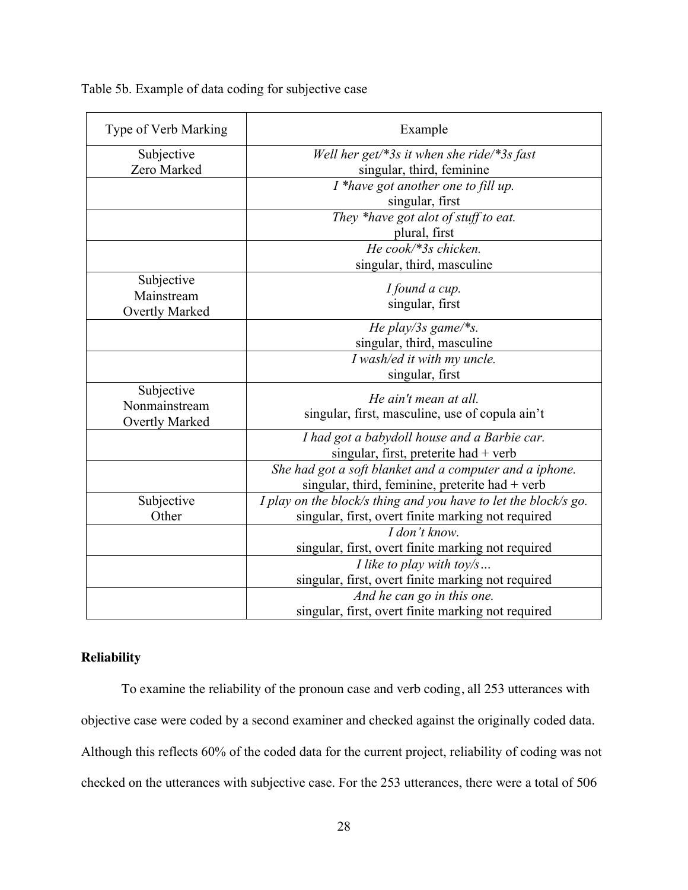Table 5b. Example of data coding for subjective case

| Type of Verb Marking | Example |
|---|---|
| Subjective Zero Marked | *Well her get/*3s it when she ride/*3s fast* singular, third, feminine |
| | *I *have got another one to fill up.* singular, first |
| | *They *have got alot of stuff to eat.* plural, first |
| | *He cook/*3s chicken.* singular, third, masculine |
| Subjective Mainstream Overtly Marked | *I found a cup.* singular, first |
| | *He play/3s game/*s.* singular, third, masculine |
| | *I wash/ed it with my uncle.* singular, first |
| Subjective Nonmainstream Overtly Marked | *He ain't mean at all.* singular, first, masculine, use of copula ain't |
| | *I had got a babydoll house and a Barbie car.* singular, first, preterite had + verb |
| | *She had got a soft blanket and a computer and a iphone.* singular, third, feminine, preterite had + verb |
| Subjective Other | *I play on the block/s thing and you have to let the block/s go.* singular, first, overt finite marking not required |
| | *I don't know.* singular, first, overt finite marking not required |
| | *I like to play with toy/s…* singular, first, overt finite marking not required |
| | *And he can go in this one.* singular, first, overt finite marking not required |

**Reliability**

To examine the reliability of the pronoun case and verb coding, all 253 utterances with objective case were coded by a second examiner and checked against the originally coded data. Although this reflects 60% of the coded data for the current project, reliability of coding was not checked on the utterances with subjective case. For the 253 utterances, there were a total of 506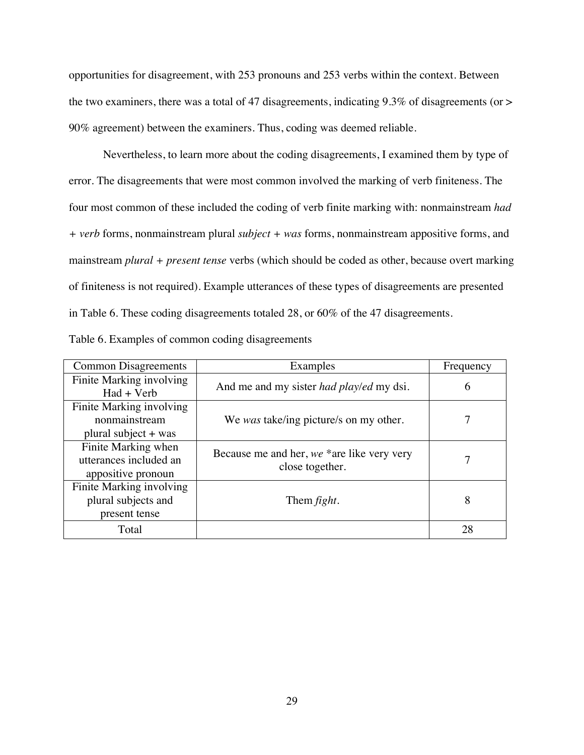opportunities for disagreement, with 253 pronouns and 253 verbs within the context. Between the two examiners, there was a total of 47 disagreements, indicating 9.3% of disagreements (or > 90% agreement) between the examiners. Thus, coding was deemed reliable.

Nevertheless, to learn more about the coding disagreements, I examined them by type of error. The disagreements that were most common involved the marking of verb finiteness. The four most common of these included the coding of verb finite marking with: nonmainstream *had + verb* forms, nonmainstream plural *subject + was* forms, nonmainstream appositive forms, and mainstream *plural + present tense* verbs (which should be coded as other, because overt marking of finiteness is not required). Example utterances of these types of disagreements are presented in Table 6. These coding disagreements totaled 28, or 60% of the 47 disagreements.

Table 6. Examples of common coding disagreements

| Common Disagreements | Examples | Frequency |
|---|---|---|
| Finite Marking involving Had + Verb | And me and my sister *had play/ed* my dsi. | 6 |
| Finite Marking involving nonmainstream plural subject + was | We *was* take/ing picture/s on my other. | 7 |
| Finite Marking when utterances included an appositive pronoun | Because me and her, *we* *are like very very close together. | 7 |
| Finite Marking involving plural subjects and present tense | Them *fight*. | 8 |
| Total | | 28 |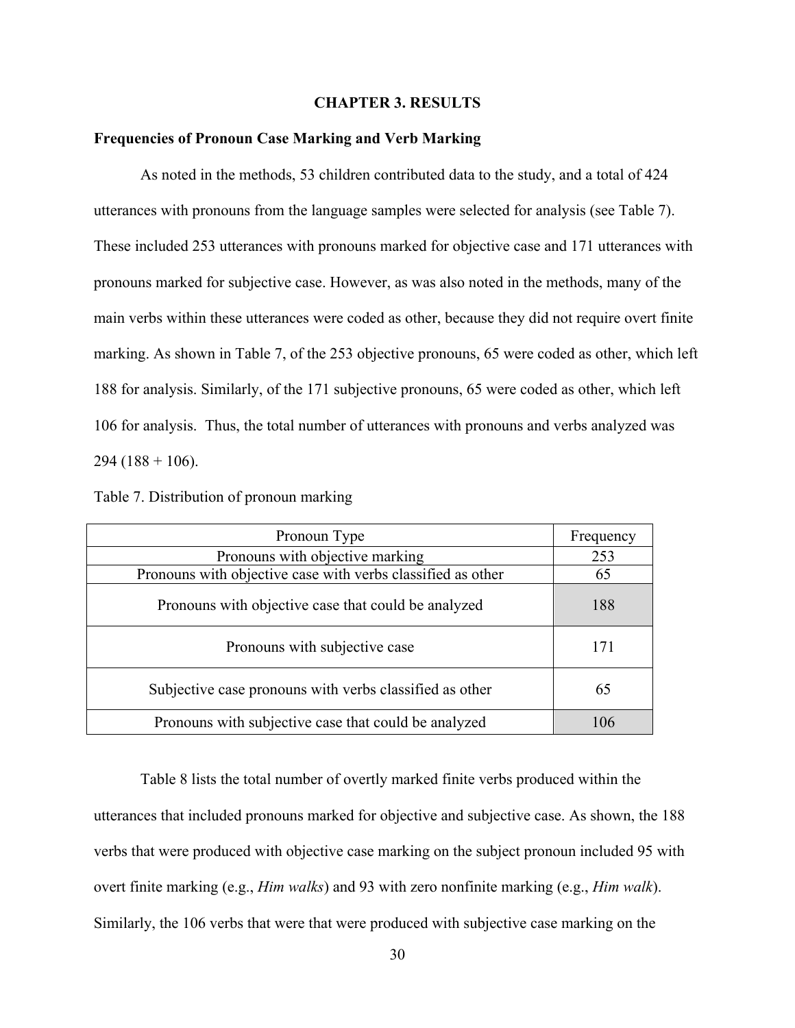# CHAPTER 3. RESULTS

## Frequencies of Pronoun Case Marking and Verb Marking

As noted in the methods, 53 children contributed data to the study, and a total of 424 utterances with pronouns from the language samples were selected for analysis (see Table 7). These included 253 utterances with pronouns marked for objective case and 171 utterances with pronouns marked for subjective case. However, as was also noted in the methods, many of the main verbs within these utterances were coded as other, because they did not require overt finite marking. As shown in Table 7, of the 253 objective pronouns, 65 were coded as other, which left 188 for analysis. Similarly, of the 171 subjective pronouns, 65 were coded as other, which left 106 for analysis. Thus, the total number of utterances with pronouns and verbs analyzed was 294 (188 + 106).

Table 7. Distribution of pronoun marking

| Pronoun Type | Frequency |
|---|---|
| Pronouns with objective marking | 253 |
| Pronouns with objective case with verbs classified as other | 65 |
| Pronouns with objective case that could be analyzed | 188 |
| Pronouns with subjective case | 171 |
| Subjective case pronouns with verbs classified as other | 65 |
| Pronouns with subjective case that could be analyzed | 106 |

Table 8 lists the total number of overtly marked finite verbs produced within the utterances that included pronouns marked for objective and subjective case. As shown, the 188 verbs that were produced with objective case marking on the subject pronoun included 95 with overt finite marking (e.g., *Him walks*) and 93 with zero nonfinite marking (e.g., *Him walk*). Similarly, the 106 verbs that were that were produced with subjective case marking on the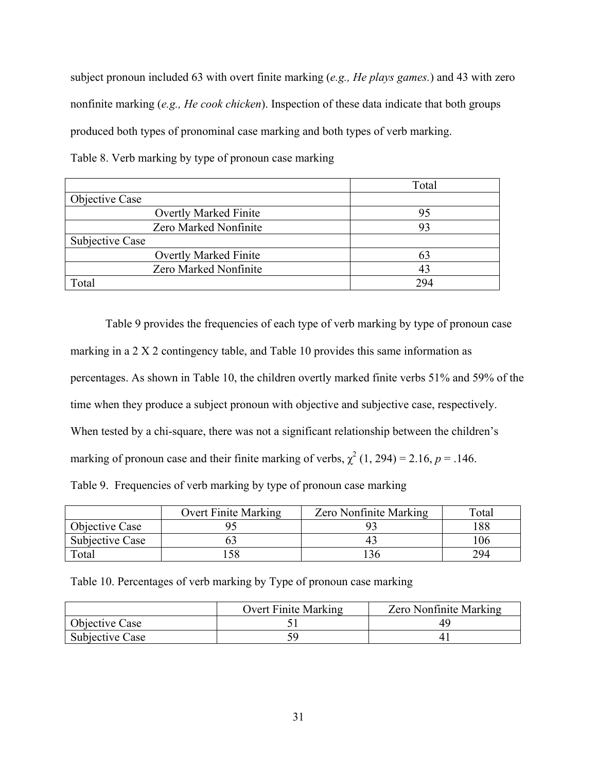subject pronoun included 63 with overt finite marking (*e.g., He plays games.*) and 43 with zero nonfinite marking (*e.g., He cook chicken*). Inspection of these data indicate that both groups produced both types of pronominal case marking and both types of verb marking.

Table 8. Verb marking by type of pronoun case marking

| | Total |
|---|---|
| Objective Case | |
| Overtly Marked Finite | 95 |
| Zero Marked Nonfinite | 93 |
| Subjective Case | |
| Overtly Marked Finite | 63 |
| Zero Marked Nonfinite | 43 |
| Total | 294 |

Table 9 provides the frequencies of each type of verb marking by type of pronoun case marking in a 2 X 2 contingency table, and Table 10 provides this same information as percentages. As shown in Table 10, the children overtly marked finite verbs 51% and 59% of the time when they produce a subject pronoun with objective and subjective case, respectively. When tested by a chi-square, there was not a significant relationship between the children's marking of pronoun case and their finite marking of verbs, $\chi^2$ (1, 294) = 2.16, $p$ = .146.

Table 9. Frequencies of verb marking by type of pronoun case marking

| | Overt Finite Marking | Zero Nonfinite Marking | Total |
|---|---|---|---|
| Objective Case | 95 | 93 | 188 |
| Subjective Case | 63 | 43 | 106 |
| Total | 158 | 136 | 294 |

Table 10. Percentages of verb marking by Type of pronoun case marking

| | Overt Finite Marking | Zero Nonfinite Marking |
|---|---|---|
| Objective Case | 51 | 49 |
| Subjective Case | 59 | 41 |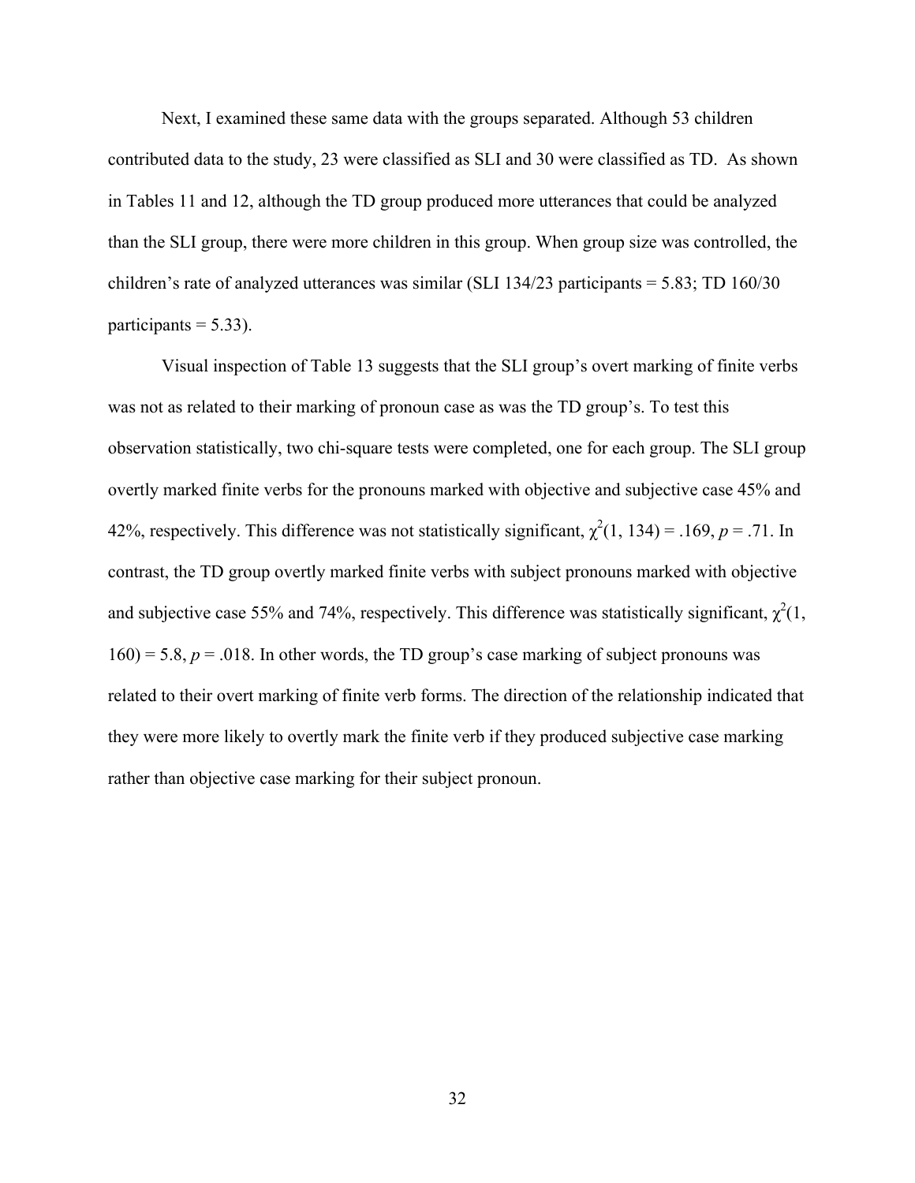Next, I examined these same data with the groups separated. Although 53 children contributed data to the study, 23 were classified as SLI and 30 were classified as TD. As shown in Tables 11 and 12, although the TD group produced more utterances that could be analyzed than the SLI group, there were more children in this group. When group size was controlled, the children's rate of analyzed utterances was similar (SLI 134/23 participants = 5.83; TD 160/30 participants = 5.33).

Visual inspection of Table 13 suggests that the SLI group's overt marking of finite verbs was not as related to their marking of pronoun case as was the TD group's. To test this observation statistically, two chi-square tests were completed, one for each group. The SLI group overtly marked finite verbs for the pronouns marked with objective and subjective case 45% and 42%, respectively. This difference was not statistically significant, $\chi^2(1, 134) = .169$, $p = .71$. In contrast, the TD group overtly marked finite verbs with subject pronouns marked with objective and subjective case 55% and 74%, respectively. This difference was statistically significant, $\chi^2(1, 160) = 5.8$, $p = .018$. In other words, the TD group's case marking of subject pronouns was related to their overt marking of finite verb forms. The direction of the relationship indicated that they were more likely to overtly mark the finite verb if they produced subjective case marking rather than objective case marking for their subject pronoun.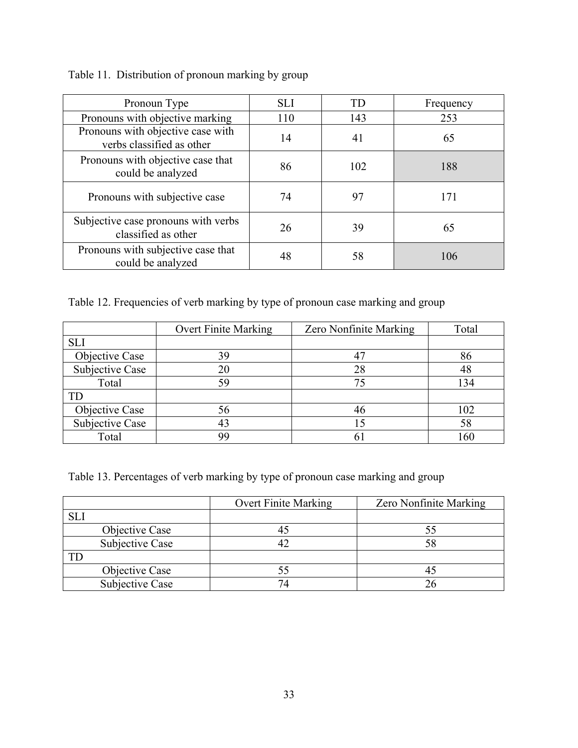Table 11. Distribution of pronoun marking by group

| Pronoun Type | SLI | TD | Frequency |
|---|---|---|---|
| Pronouns with objective marking | 110 | 143 | 253 |
| Pronouns with objective case with verbs classified as other | 14 | 41 | 65 |
| Pronouns with objective case that could be analyzed | 86 | 102 | 188 |
| Pronouns with subjective case | 74 | 97 | 171 |
| Subjective case pronouns with verbs classified as other | 26 | 39 | 65 |
| Pronouns with subjective case that could be analyzed | 48 | 58 | 106 |

Table 12. Frequencies of verb marking by type of pronoun case marking and group

| | Overt Finite Marking | Zero Nonfinite Marking | Total |
|---|---|---|---|
| SLI | | | |
| Objective Case | 39 | 47 | 86 |
| Subjective Case | 20 | 28 | 48 |
| Total | 59 | 75 | 134 |
| TD | | | |
| Objective Case | 56 | 46 | 102 |
| Subjective Case | 43 | 15 | 58 |
| Total | 99 | 61 | 160 |

Table 13. Percentages of verb marking by type of pronoun case marking and group

| | Overt Finite Marking | Zero Nonfinite Marking |
|---|---|---|
| SLI | | |
| Objective Case | 45 | 55 |
| Subjective Case | 42 | 58 |
| TD | | |
| Objective Case | 55 | 45 |
| Subjective Case | 74 | 26 |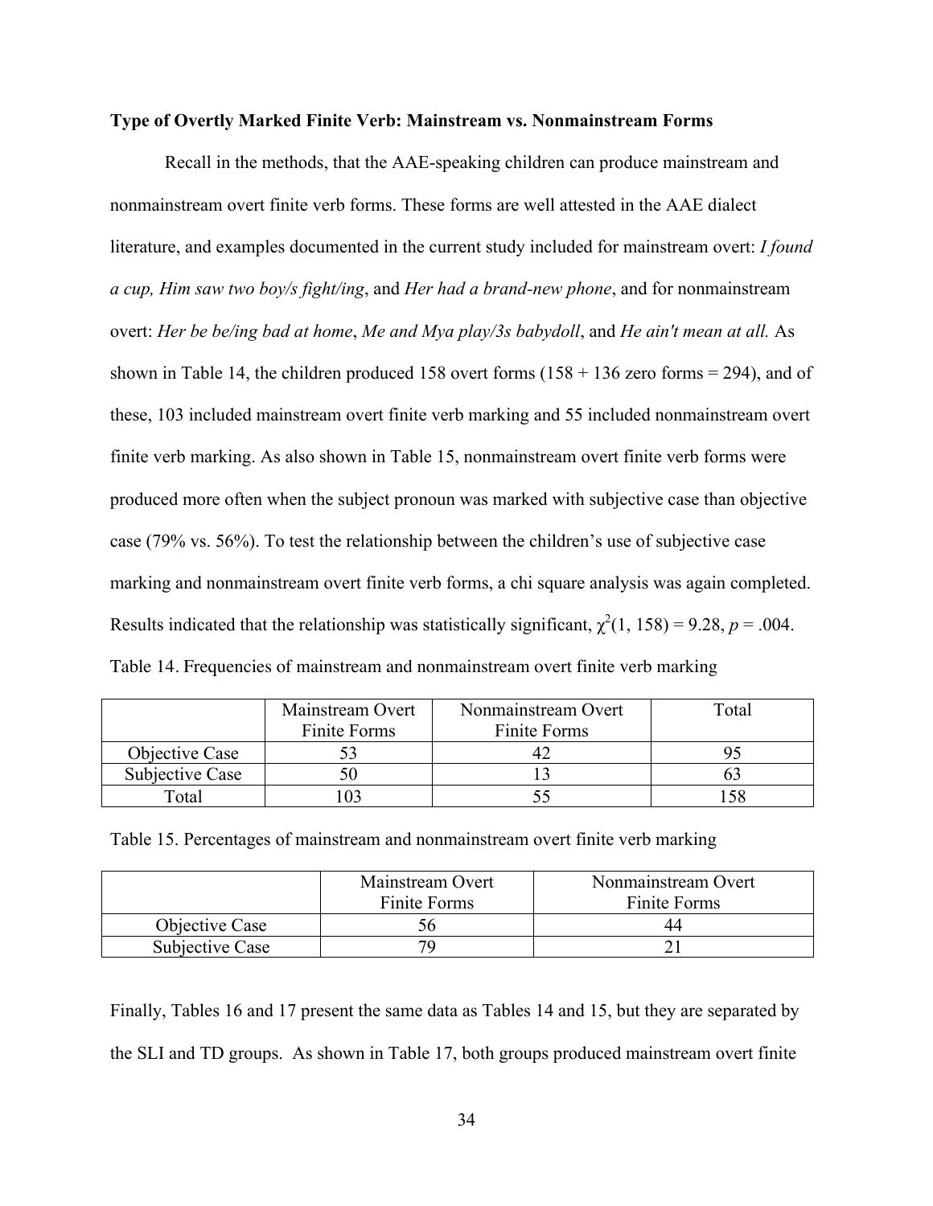**Type of Overtly Marked Finite Verb: Mainstream vs. Nonmainstream Forms**

Recall in the methods, that the AAE-speaking children can produce mainstream and nonmainstream overt finite verb forms. These forms are well attested in the AAE dialect literature, and examples documented in the current study included for mainstream overt: *I found a cup, Him saw two boy/s fight/ing*, and *Her had a brand-new phone*, and for nonmainstream overt: *Her be be/ing bad at home*, *Me and Mya play/3s babydoll*, and *He ain't mean at all.* As shown in Table 14, the children produced 158 overt forms (158 + 136 zero forms = 294), and of these, 103 included mainstream overt finite verb marking and 55 included nonmainstream overt finite verb marking. As also shown in Table 15, nonmainstream overt finite verb forms were produced more often when the subject pronoun was marked with subjective case than objective case (79% vs. 56%). To test the relationship between the children's use of subjective case marking and nonmainstream overt finite verb forms, a chi square analysis was again completed. Results indicated that the relationship was statistically significant, $\chi^2(1, 158) = 9.28$, $p = .004$.

Table 14. Frequencies of mainstream and nonmainstream overt finite verb marking

| | Mainstream Overt Finite Forms | Nonmainstream Overt Finite Forms | Total |
|---|---|---|---|
| Objective Case | 53 | 42 | 95 |
| Subjective Case | 50 | 13 | 63 |
| Total | 103 | 55 | 158 |

Table 15. Percentages of mainstream and nonmainstream overt finite verb marking

| | Mainstream Overt Finite Forms | Nonmainstream Overt Finite Forms |
|---|---|---|
| Objective Case | 56 | 44 |
| Subjective Case | 79 | 21 |

Finally, Tables 16 and 17 present the same data as Tables 14 and 15, but they are separated by the SLI and TD groups. As shown in Table 17, both groups produced mainstream overt finite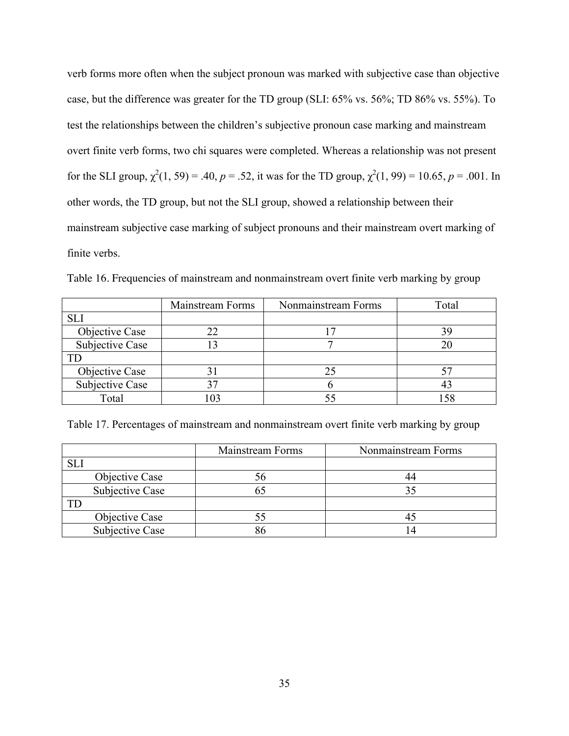verb forms more often when the subject pronoun was marked with subjective case than objective case, but the difference was greater for the TD group (SLI: 65% vs. 56%; TD 86% vs. 55%). To test the relationships between the children's subjective pronoun case marking and mainstream overt finite verb forms, two chi squares were completed. Whereas a relationship was not present for the SLI group, $\chi^2(1, 59) = .40$, $p = .52$, it was for the TD group, $\chi^2(1, 99) = 10.65$, $p = .001$. In other words, the TD group, but not the SLI group, showed a relationship between their mainstream subjective case marking of subject pronouns and their mainstream overt marking of finite verbs.

Table 16. Frequencies of mainstream and nonmainstream overt finite verb marking by group

| | Mainstream Forms | Nonmainstream Forms | Total |
|---|---|---|---|
| SLI | | | |
| Objective Case | 22 | 17 | 39 |
| Subjective Case | 13 | 7 | 20 |
| TD | | | |
| Objective Case | 31 | 25 | 57 |
| Subjective Case | 37 | 6 | 43 |
| Total | 103 | 55 | 158 |

Table 17. Percentages of mainstream and nonmainstream overt finite verb marking by group

| | Mainstream Forms | Nonmainstream Forms |
|---|---|---|
| SLI | | |
| Objective Case | 56 | 44 |
| Subjective Case | 65 | 35 |
| TD | | |
| Objective Case | 55 | 45 |
| Subjective Case | 86 | 14 |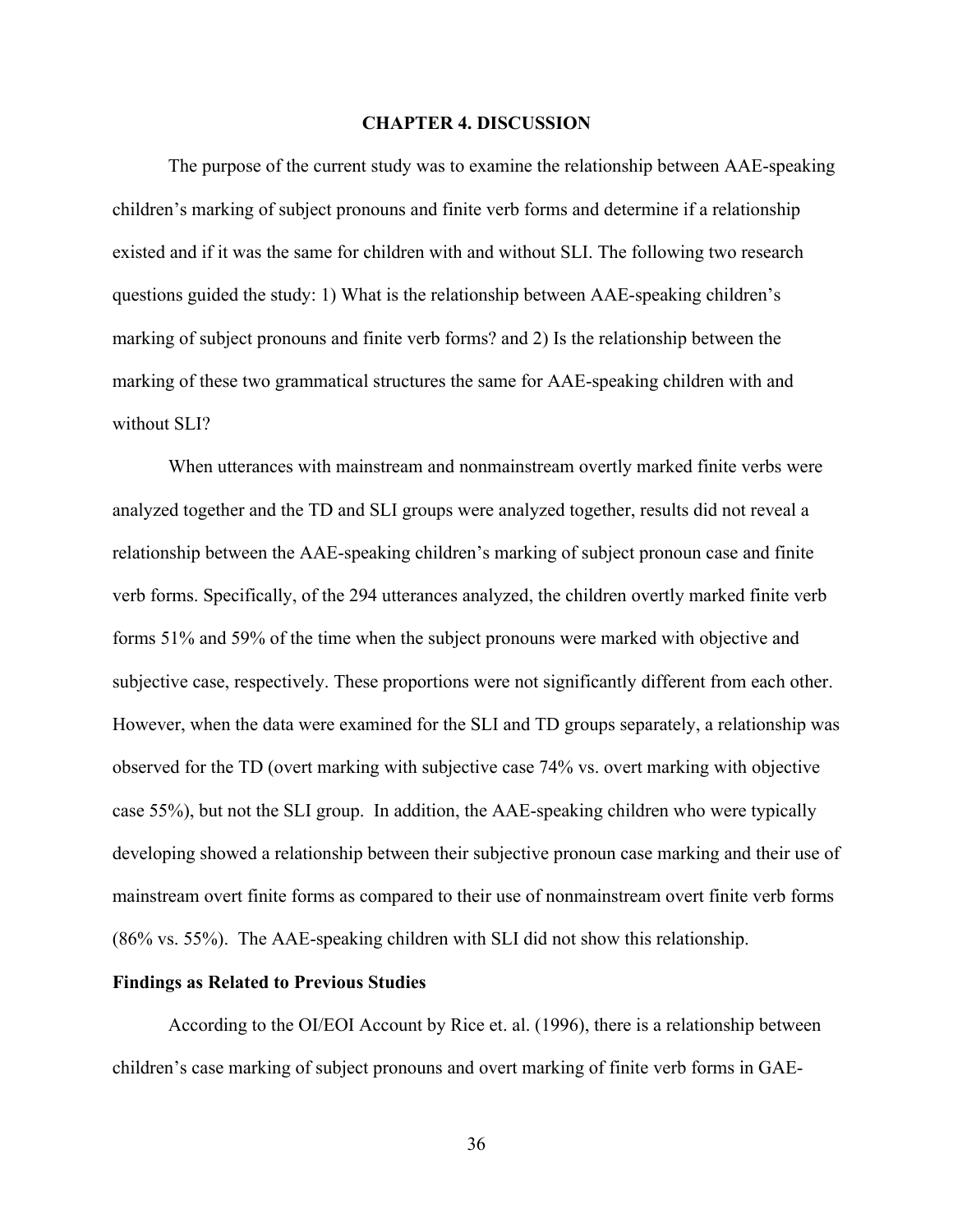# CHAPTER 4. DISCUSSION

The purpose of the current study was to examine the relationship between AAE-speaking children's marking of subject pronouns and finite verb forms and determine if a relationship existed and if it was the same for children with and without SLI. The following two research questions guided the study: 1) What is the relationship between AAE-speaking children's marking of subject pronouns and finite verb forms? and 2) Is the relationship between the marking of these two grammatical structures the same for AAE-speaking children with and without SLI?

When utterances with mainstream and nonmainstream overtly marked finite verbs were analyzed together and the TD and SLI groups were analyzed together, results did not reveal a relationship between the AAE-speaking children's marking of subject pronoun case and finite verb forms. Specifically, of the 294 utterances analyzed, the children overtly marked finite verb forms 51% and 59% of the time when the subject pronouns were marked with objective and subjective case, respectively. These proportions were not significantly different from each other. However, when the data were examined for the SLI and TD groups separately, a relationship was observed for the TD (overt marking with subjective case 74% vs. overt marking with objective case 55%), but not the SLI group. In addition, the AAE-speaking children who were typically developing showed a relationship between their subjective pronoun case marking and their use of mainstream overt finite forms as compared to their use of nonmainstream overt finite verb forms (86% vs. 55%). The AAE-speaking children with SLI did not show this relationship.

## Findings as Related to Previous Studies

According to the OI/EOI Account by Rice et. al. (1996), there is a relationship between children's case marking of subject pronouns and overt marking of finite verb forms in GAE-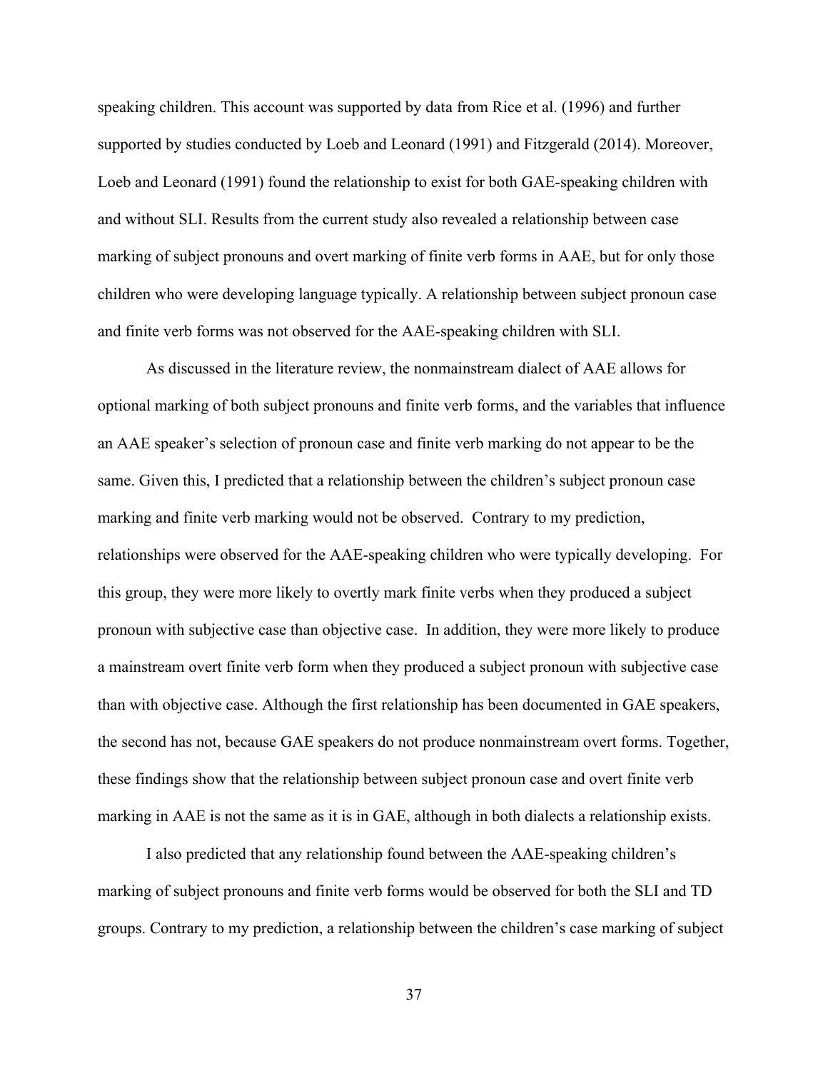speaking children. This account was supported by data from Rice et al. (1996) and further supported by studies conducted by Loeb and Leonard (1991) and Fitzgerald (2014). Moreover, Loeb and Leonard (1991) found the relationship to exist for both GAE-speaking children with and without SLI. Results from the current study also revealed a relationship between case marking of subject pronouns and overt marking of finite verb forms in AAE, but for only those children who were developing language typically. A relationship between subject pronoun case and finite verb forms was not observed for the AAE-speaking children with SLI.

As discussed in the literature review, the nonmainstream dialect of AAE allows for optional marking of both subject pronouns and finite verb forms, and the variables that influence an AAE speaker's selection of pronoun case and finite verb marking do not appear to be the same. Given this, I predicted that a relationship between the children's subject pronoun case marking and finite verb marking would not be observed. Contrary to my prediction, relationships were observed for the AAE-speaking children who were typically developing. For this group, they were more likely to overtly mark finite verbs when they produced a subject pronoun with subjective case than objective case. In addition, they were more likely to produce a mainstream overt finite verb form when they produced a subject pronoun with subjective case than with objective case. Although the first relationship has been documented in GAE speakers, the second has not, because GAE speakers do not produce nonmainstream overt forms. Together, these findings show that the relationship between subject pronoun case and overt finite verb marking in AAE is not the same as it is in GAE, although in both dialects a relationship exists.

I also predicted that any relationship found between the AAE-speaking children's marking of subject pronouns and finite verb forms would be observed for both the SLI and TD groups. Contrary to my prediction, a relationship between the children's case marking of subject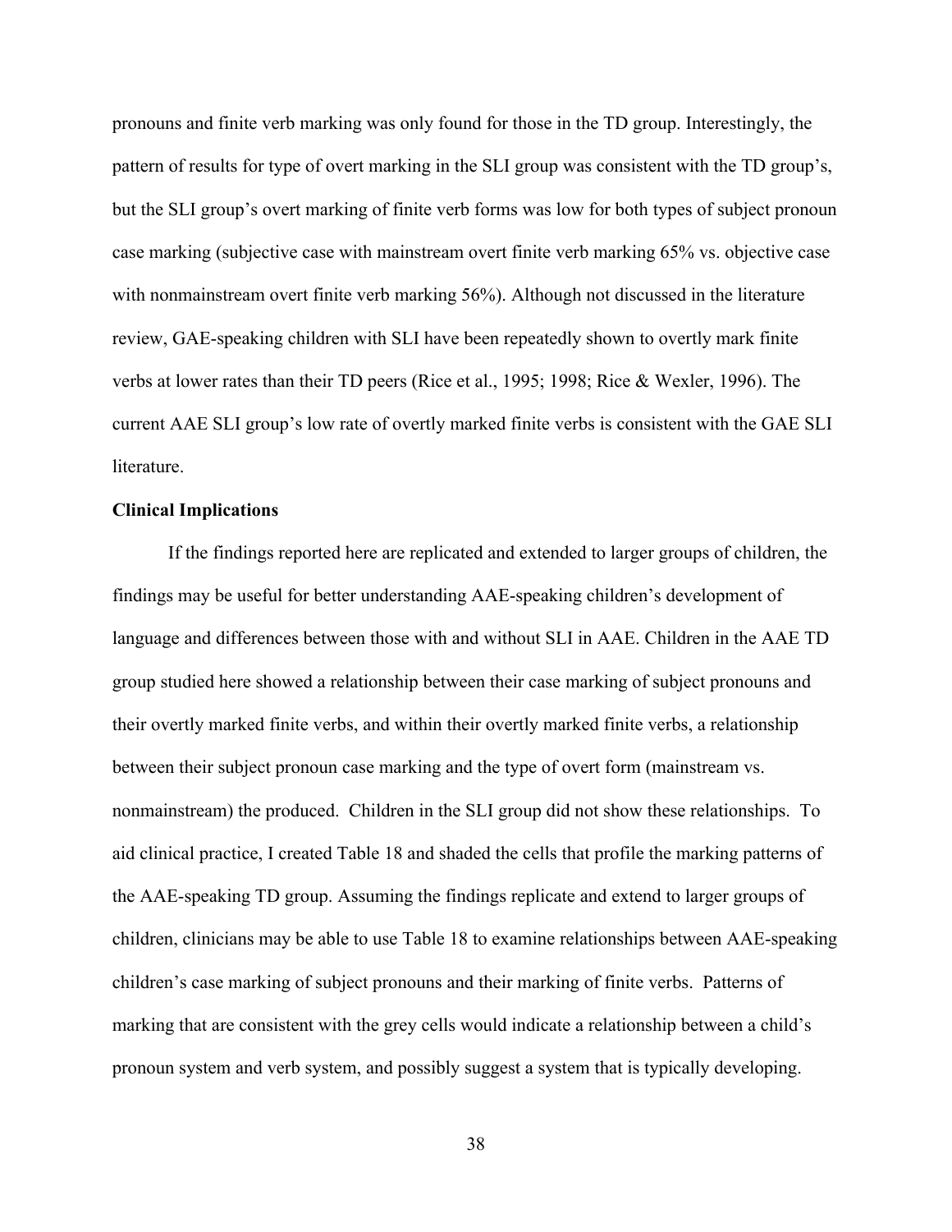pronouns and finite verb marking was only found for those in the TD group. Interestingly, the pattern of results for type of overt marking in the SLI group was consistent with the TD group's, but the SLI group's overt marking of finite verb forms was low for both types of subject pronoun case marking (subjective case with mainstream overt finite verb marking 65% vs. objective case with nonmainstream overt finite verb marking 56%). Although not discussed in the literature review, GAE-speaking children with SLI have been repeatedly shown to overtly mark finite verbs at lower rates than their TD peers (Rice et al., 1995; 1998; Rice & Wexler, 1996). The current AAE SLI group's low rate of overtly marked finite verbs is consistent with the GAE SLI literature.

**Clinical Implications**

If the findings reported here are replicated and extended to larger groups of children, the findings may be useful for better understanding AAE-speaking children's development of language and differences between those with and without SLI in AAE. Children in the AAE TD group studied here showed a relationship between their case marking of subject pronouns and their overtly marked finite verbs, and within their overtly marked finite verbs, a relationship between their subject pronoun case marking and the type of overt form (mainstream vs. nonmainstream) the produced. Children in the SLI group did not show these relationships. To aid clinical practice, I created Table 18 and shaded the cells that profile the marking patterns of the AAE-speaking TD group. Assuming the findings replicate and extend to larger groups of children, clinicians may be able to use Table 18 to examine relationships between AAE-speaking children's case marking of subject pronouns and their marking of finite verbs. Patterns of marking that are consistent with the grey cells would indicate a relationship between a child's pronoun system and verb system, and possibly suggest a system that is typically developing.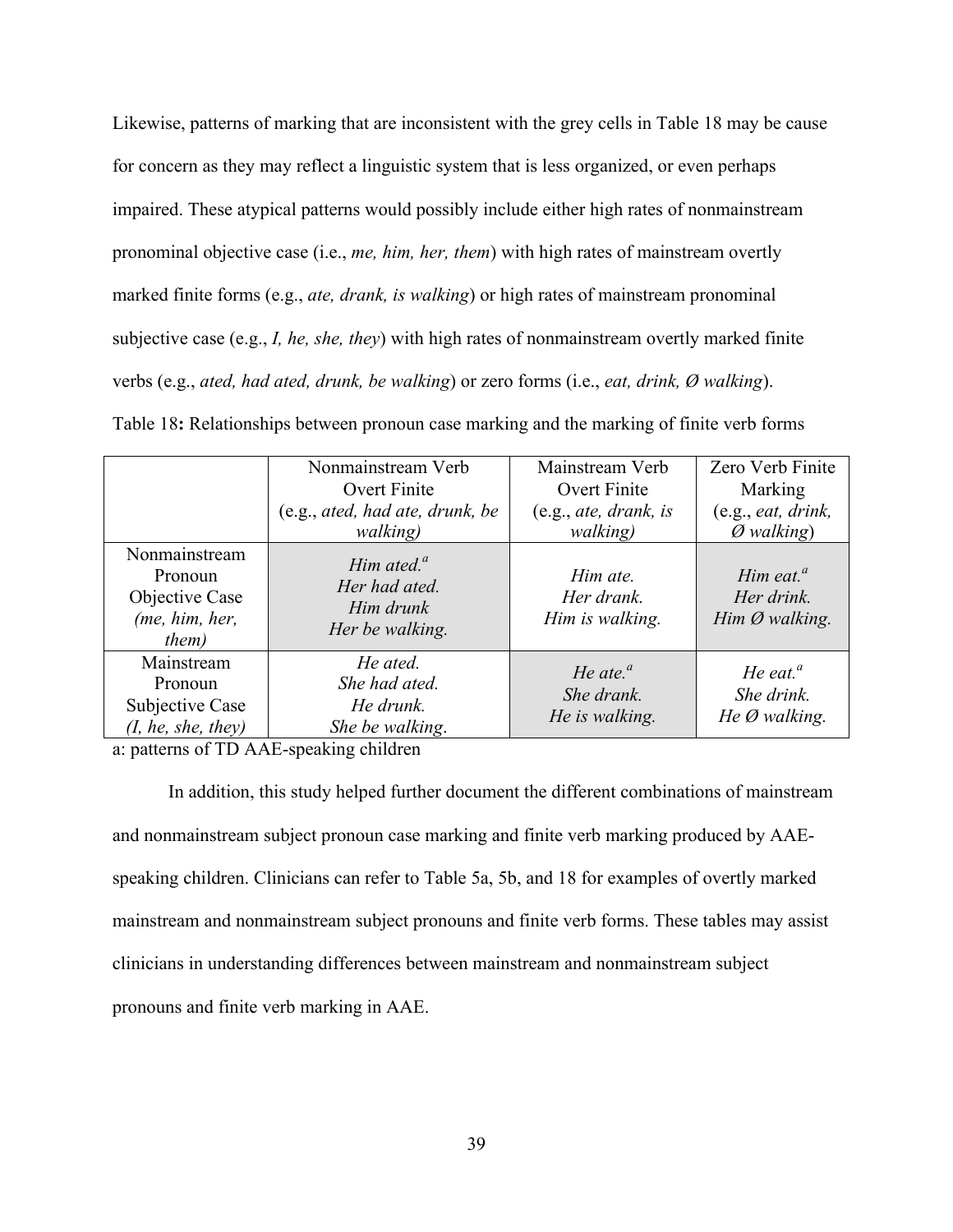Likewise, patterns of marking that are inconsistent with the grey cells in Table 18 may be cause for concern as they may reflect a linguistic system that is less organized, or even perhaps impaired. These atypical patterns would possibly include either high rates of nonmainstream pronominal objective case (i.e., *me, him, her, them*) with high rates of mainstream overtly marked finite forms (e.g., *ate, drank, is walking*) or high rates of mainstream pronominal subjective case (e.g., *I, he, she, they*) with high rates of nonmainstream overtly marked finite verbs (e.g., *ated, had ated, drunk, be walking*) or zero forms (i.e., *eat, drink, Ø walking*).

Table 18**:** Relationships between pronoun case marking and the marking of finite verb forms

| | Nonmainstream Verb Overt Finite (e.g., *ated, had ate, drunk, be walking)* | Mainstream Verb Overt Finite (e.g., *ate, drank, is walking)* | Zero Verb Finite Marking (e.g., *eat, drink, Ø walking*) |
|---|---|---|---|
| Nonmainstream Pronoun Objective Case *(me, him, her, them)* | *Him ated.*[a] *Her had ated. Him drunk Her be walking.* | *Him ate. Her drank. Him is walking.* | *Him eat.*[a] *Her drink. Him Ø walking.* |
| Mainstream Pronoun Subjective Case *(I, he, she, they)* | *He ated. She had ated. He drunk. She be walking*. | *He ate.*[a] *She drank. He is walking.* | *He eat.*[a] *She drink. He Ø walking.* |

a: patterns of TD AAE-speaking children

In addition, this study helped further document the different combinations of mainstream and nonmainstream subject pronoun case marking and finite verb marking produced by AAE-speaking children. Clinicians can refer to Table 5a, 5b, and 18 for examples of overtly marked mainstream and nonmainstream subject pronouns and finite verb forms. These tables may assist clinicians in understanding differences between mainstream and nonmainstream subject pronouns and finite verb marking in AAE.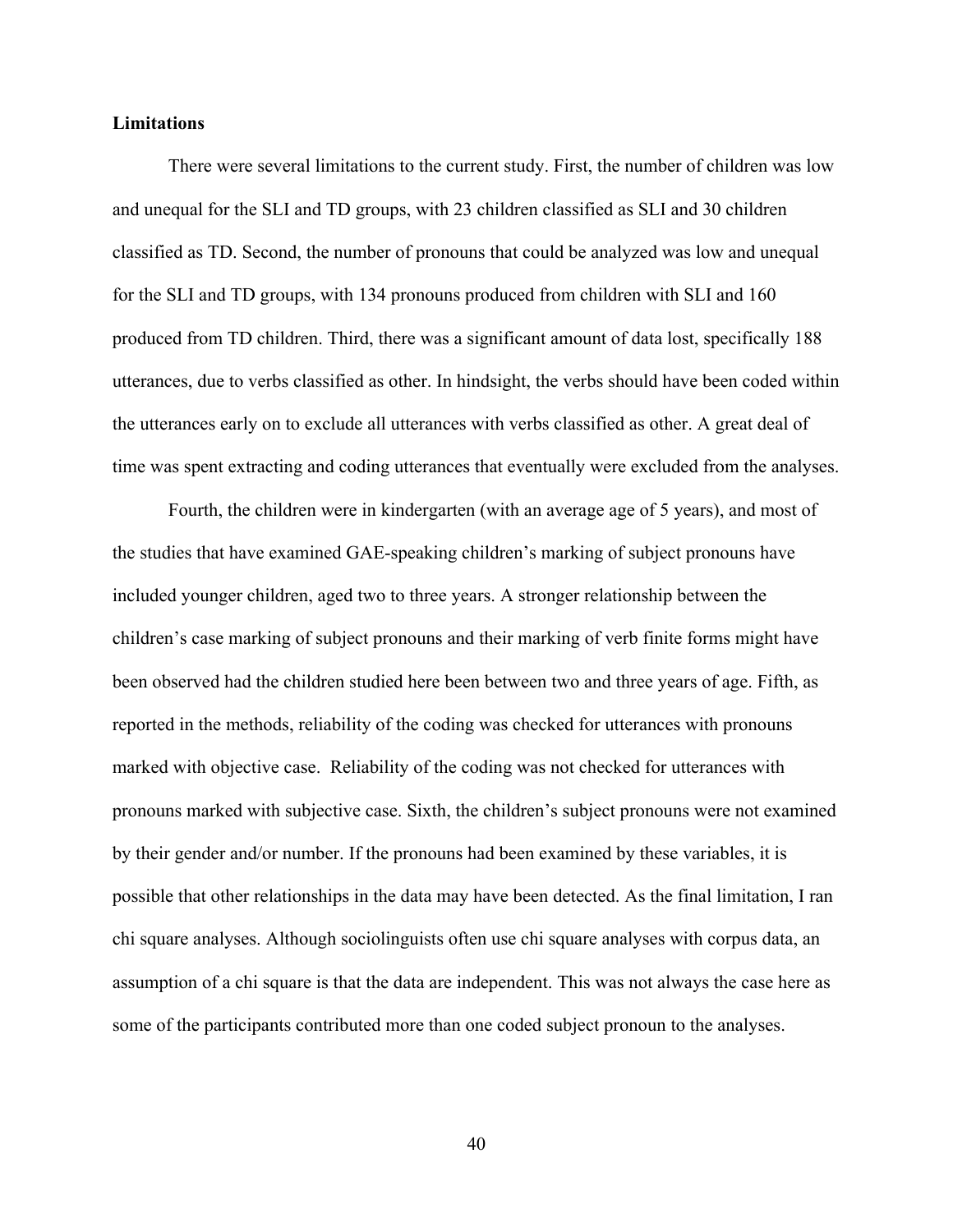**Limitations**

There were several limitations to the current study. First, the number of children was low and unequal for the SLI and TD groups, with 23 children classified as SLI and 30 children classified as TD. Second, the number of pronouns that could be analyzed was low and unequal for the SLI and TD groups, with 134 pronouns produced from children with SLI and 160 produced from TD children. Third, there was a significant amount of data lost, specifically 188 utterances, due to verbs classified as other. In hindsight, the verbs should have been coded within the utterances early on to exclude all utterances with verbs classified as other. A great deal of time was spent extracting and coding utterances that eventually were excluded from the analyses.

Fourth, the children were in kindergarten (with an average age of 5 years), and most of the studies that have examined GAE-speaking children's marking of subject pronouns have included younger children, aged two to three years. A stronger relationship between the children's case marking of subject pronouns and their marking of verb finite forms might have been observed had the children studied here been between two and three years of age. Fifth, as reported in the methods, reliability of the coding was checked for utterances with pronouns marked with objective case. Reliability of the coding was not checked for utterances with pronouns marked with subjective case. Sixth, the children's subject pronouns were not examined by their gender and/or number. If the pronouns had been examined by these variables, it is possible that other relationships in the data may have been detected. As the final limitation, I ran chi square analyses. Although sociolinguists often use chi square analyses with corpus data, an assumption of a chi square is that the data are independent. This was not always the case here as some of the participants contributed more than one coded subject pronoun to the analyses.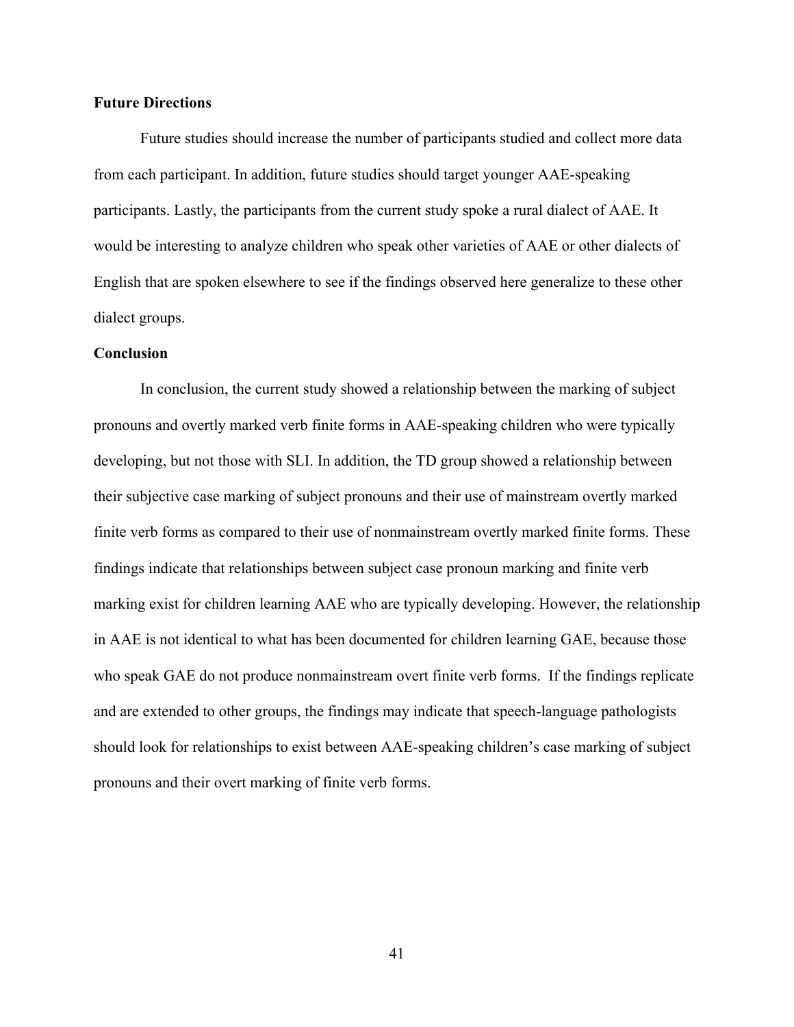### Future Directions

Future studies should increase the number of participants studied and collect more data from each participant. In addition, future studies should target younger AAE-speaking participants. Lastly, the participants from the current study spoke a rural dialect of AAE. It would be interesting to analyze children who speak other varieties of AAE or other dialects of English that are spoken elsewhere to see if the findings observed here generalize to these other dialect groups.

### Conclusion

In conclusion, the current study showed a relationship between the marking of subject pronouns and overtly marked verb finite forms in AAE-speaking children who were typically developing, but not those with SLI. In addition, the TD group showed a relationship between their subjective case marking of subject pronouns and their use of mainstream overtly marked finite verb forms as compared to their use of nonmainstream overtly marked finite forms. These findings indicate that relationships between subject case pronoun marking and finite verb marking exist for children learning AAE who are typically developing. However, the relationship in AAE is not identical to what has been documented for children learning GAE, because those who speak GAE do not produce nonmainstream overt finite verb forms. If the findings replicate and are extended to other groups, the findings may indicate that speech-language pathologists should look for relationships to exist between AAE-speaking children's case marking of subject pronouns and their overt marking of finite verb forms.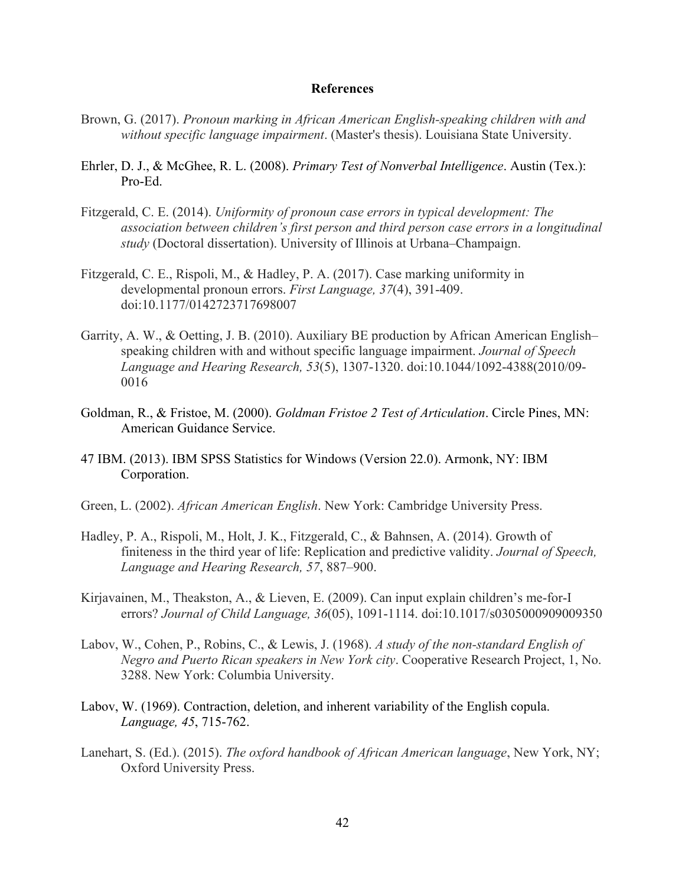# References

Brown, G. (2017). *Pronoun marking in African American English-speaking children with and without specific language impairment*. (Master's thesis). Louisiana State University.

Ehrler, D. J., & McGhee, R. L. (2008). *Primary Test of Nonverbal Intelligence*. Austin (Tex.): Pro-Ed.

Fitzgerald, C. E. (2014). *Uniformity of pronoun case errors in typical development: The association between children's first person and third person case errors in a longitudinal study* (Doctoral dissertation). University of Illinois at Urbana–Champaign.

Fitzgerald, C. E., Rispoli, M., & Hadley, P. A. (2017). Case marking uniformity in developmental pronoun errors. *First Language, 37*(4), 391-409. doi:10.1177/0142723717698007

Garrity, A. W., & Oetting, J. B. (2010). Auxiliary BE production by African American English–speaking children with and without specific language impairment. *Journal of Speech Language and Hearing Research, 53*(5), 1307-1320. doi:10.1044/1092-4388(2010/09-0016

Goldman, R., & Fristoe, M. (2000). *Goldman Fristoe 2 Test of Articulation*. Circle Pines, MN: American Guidance Service.

47 IBM. (2013). IBM SPSS Statistics for Windows (Version 22.0). Armonk, NY: IBM Corporation.

Green, L. (2002). *African American English*. New York: Cambridge University Press.

Hadley, P. A., Rispoli, M., Holt, J. K., Fitzgerald, C., & Bahnsen, A. (2014). Growth of finiteness in the third year of life: Replication and predictive validity. *Journal of Speech, Language and Hearing Research, 57*, 887–900.

Kirjavainen, M., Theakston, A., & Lieven, E. (2009). Can input explain children's me-for-I errors? *Journal of Child Language, 36*(05), 1091-1114. doi:10.1017/s0305000909009350

Labov, W., Cohen, P., Robins, C., & Lewis, J. (1968). *A study of the non-standard English of Negro and Puerto Rican speakers in New York city*. Cooperative Research Project, 1, No. 3288. New York: Columbia University.

Labov, W. (1969). Contraction, deletion, and inherent variability of the English copula. *Language, 45*, 715-762.

Lanehart, S. (Ed.). (2015). *The oxford handbook of African American language*, New York, NY; Oxford University Press.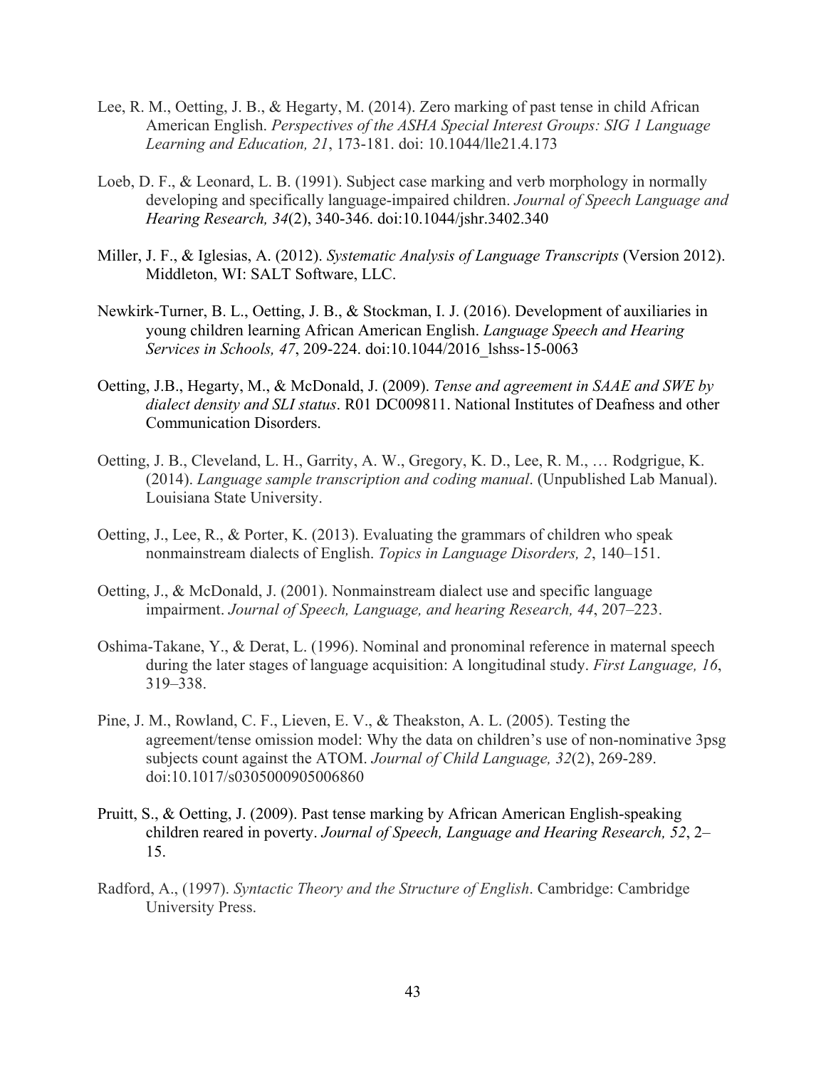Lee, R. M., Oetting, J. B., & Hegarty, M. (2014). Zero marking of past tense in child African American English. *Perspectives of the ASHA Special Interest Groups: SIG 1 Language Learning and Education, 21*, 173-181. doi: 10.1044/lle21.4.173

Loeb, D. F., & Leonard, L. B. (1991). Subject case marking and verb morphology in normally developing and specifically language-impaired children. *Journal of Speech Language and Hearing Research, 34*(2), 340-346. doi:10.1044/jshr.3402.340

Miller, J. F., & Iglesias, A. (2012). *Systematic Analysis of Language Transcripts* (Version 2012). Middleton, WI: SALT Software, LLC.

Newkirk-Turner, B. L., Oetting, J. B., & Stockman, I. J. (2016). Development of auxiliaries in young children learning African American English. *Language Speech and Hearing Services in Schools, 47*, 209-224. doi:10.1044/2016_lshss-15-0063

Oetting, J.B., Hegarty, M., & McDonald, J. (2009). *Tense and agreement in SAAE and SWE by dialect density and SLI status*. R01 DC009811. National Institutes of Deafness and other Communication Disorders.

Oetting, J. B., Cleveland, L. H., Garrity, A. W., Gregory, K. D., Lee, R. M., … Rodgrigue, K. (2014). *Language sample transcription and coding manual*. (Unpublished Lab Manual). Louisiana State University.

Oetting, J., Lee, R., & Porter, K. (2013). Evaluating the grammars of children who speak nonmainstream dialects of English. *Topics in Language Disorders, 2*, 140–151.

Oetting, J., & McDonald, J. (2001). Nonmainstream dialect use and specific language impairment. *Journal of Speech, Language, and hearing Research, 44*, 207–223.

Oshima-Takane, Y., & Derat, L. (1996). Nominal and pronominal reference in maternal speech during the later stages of language acquisition: A longitudinal study. *First Language, 16*, 319–338.

Pine, J. M., Rowland, C. F., Lieven, E. V., & Theakston, A. L. (2005). Testing the agreement/tense omission model: Why the data on children's use of non-nominative 3psg subjects count against the ATOM. *Journal of Child Language, 32*(2), 269-289. doi:10.1017/s0305000905006860

Pruitt, S., & Oetting, J. (2009). Past tense marking by African American English-speaking children reared in poverty. *Journal of Speech, Language and Hearing Research, 52*, 2–15.

Radford, A., (1997). *Syntactic Theory and the Structure of English*. Cambridge: Cambridge University Press.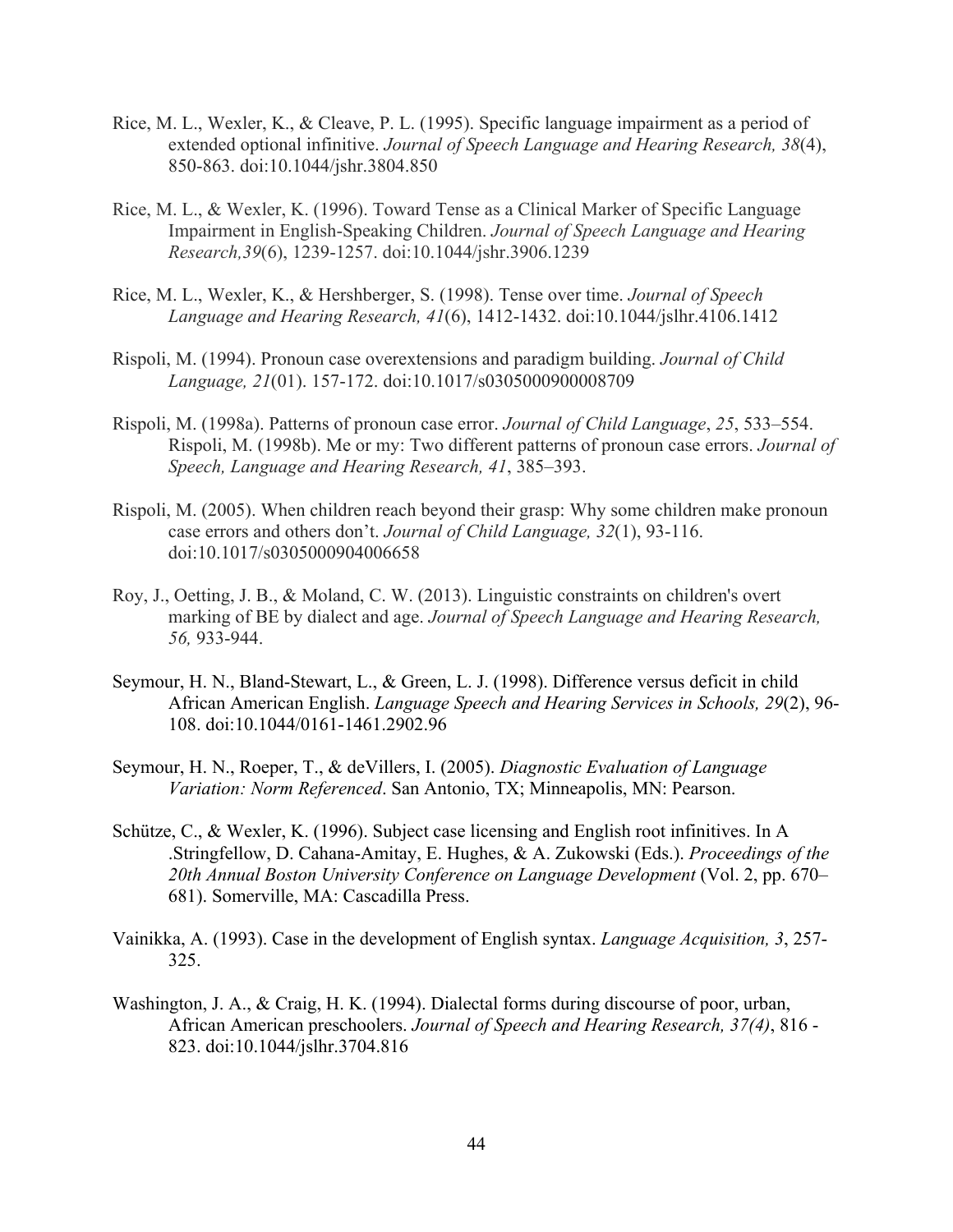Rice, M. L., Wexler, K., & Cleave, P. L. (1995). Specific language impairment as a period of extended optional infinitive. *Journal of Speech Language and Hearing Research, 38*(4), 850-863. doi:10.1044/jshr.3804.850

Rice, M. L., & Wexler, K. (1996). Toward Tense as a Clinical Marker of Specific Language Impairment in English-Speaking Children. *Journal of Speech Language and Hearing Research,39*(6), 1239-1257. doi:10.1044/jshr.3906.1239

Rice, M. L., Wexler, K., & Hershberger, S. (1998). Tense over time. *Journal of Speech Language and Hearing Research, 41*(6), 1412-1432. doi:10.1044/jslhr.4106.1412

Rispoli, M. (1994). Pronoun case overextensions and paradigm building. *Journal of Child Language, 21*(01). 157-172. doi:10.1017/s0305000900008709

Rispoli, M. (1998a). Patterns of pronoun case error. *Journal of Child Language*, *25*, 533–554. Rispoli, M. (1998b). Me or my: Two different patterns of pronoun case errors. *Journal of Speech, Language and Hearing Research, 41*, 385–393.

Rispoli, M. (2005). When children reach beyond their grasp: Why some children make pronoun case errors and others don't. *Journal of Child Language, 32*(1), 93-116. doi:10.1017/s0305000904006658

Roy, J., Oetting, J. B., & Moland, C. W. (2013). Linguistic constraints on children's overt marking of BE by dialect and age. *Journal of Speech Language and Hearing Research, 56,* 933-944.

Seymour, H. N., Bland-Stewart, L., & Green, L. J. (1998). Difference versus deficit in child African American English. *Language Speech and Hearing Services in Schools, 29*(2), 96-108. doi:10.1044/0161-1461.2902.96

Seymour, H. N., Roeper, T., & deVillers, I. (2005). *Diagnostic Evaluation of Language Variation: Norm Referenced*. San Antonio, TX; Minneapolis, MN: Pearson.

Schütze, C., & Wexler, K. (1996). Subject case licensing and English root infinitives. In A .Stringfellow, D. Cahana-Amitay, E. Hughes, & A. Zukowski (Eds.). *Proceedings of the 20th Annual Boston University Conference on Language Development* (Vol. 2, pp. 670–681). Somerville, MA: Cascadilla Press.

Vainikka, A. (1993). Case in the development of English syntax. *Language Acquisition, 3*, 257-325.

Washington, J. A., & Craig, H. K. (1994). Dialectal forms during discourse of poor, urban, African American preschoolers. *Journal of Speech and Hearing Research, 37(4)*, 816 - 823. doi:10.1044/jslhr.3704.816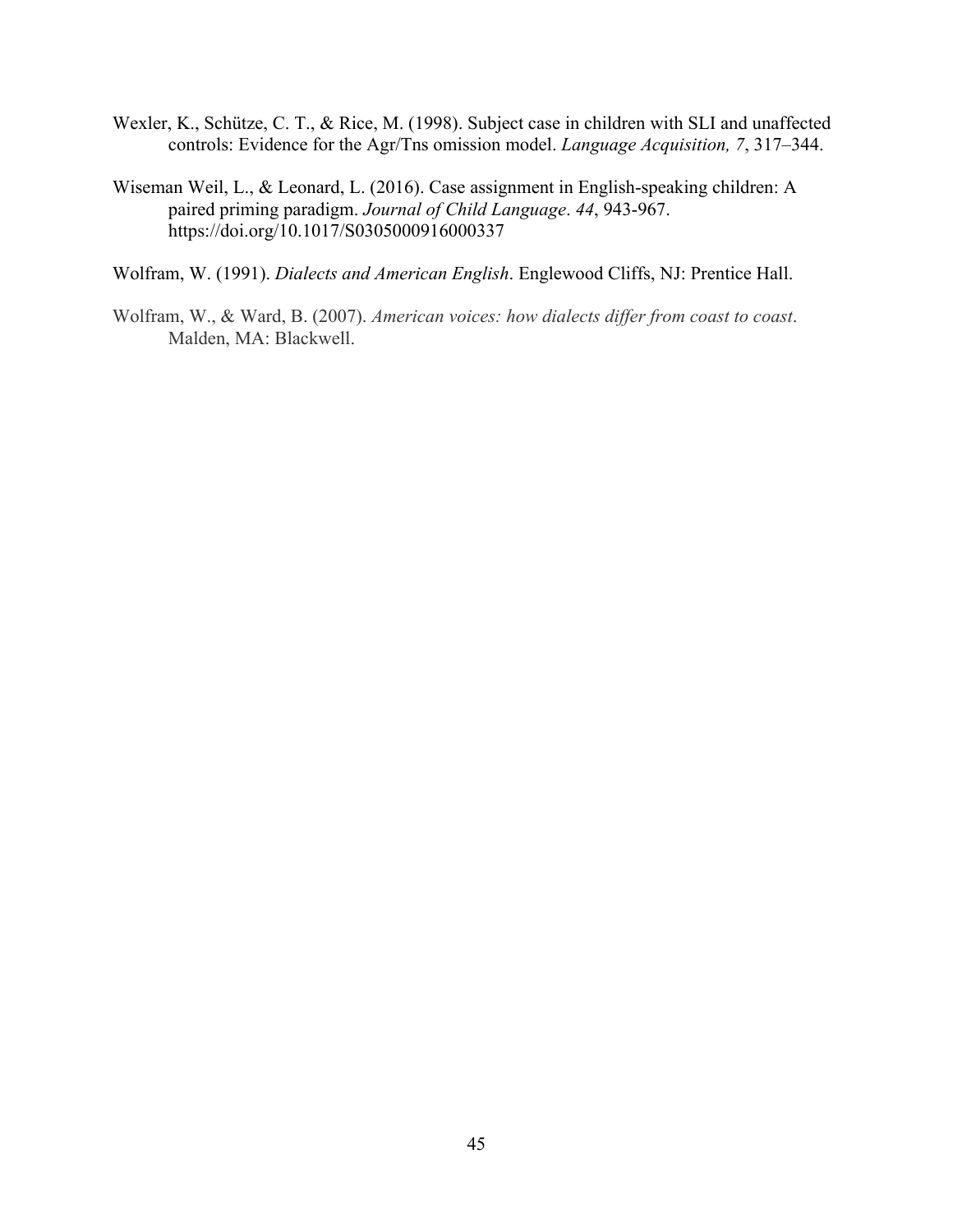Wexler, K., Schütze, C. T., & Rice, M. (1998). Subject case in children with SLI and unaffected controls: Evidence for the Agr/Tns omission model. *Language Acquisition, 7*, 317–344.

Wiseman Weil, L., & Leonard, L. (2016). Case assignment in English-speaking children: A paired priming paradigm. *Journal of Child Language*. *44*, 943-967. https://doi.org/10.1017/S0305000916000337

Wolfram, W. (1991). *Dialects and American English*. Englewood Cliffs, NJ: Prentice Hall.

Wolfram, W., & Ward, B. (2007). *American voices: how dialects differ from coast to coast*. Malden, MA: Blackwell.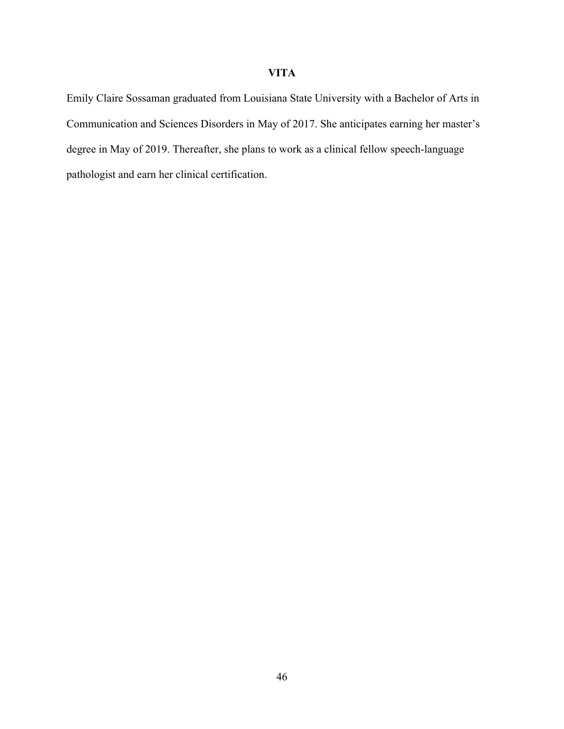# VITA

Emily Claire Sossaman graduated from Louisiana State University with a Bachelor of Arts in Communication and Sciences Disorders in May of 2017. She anticipates earning her master's degree in May of 2019. Thereafter, she plans to work as a clinical fellow speech-language pathologist and earn her clinical certification.